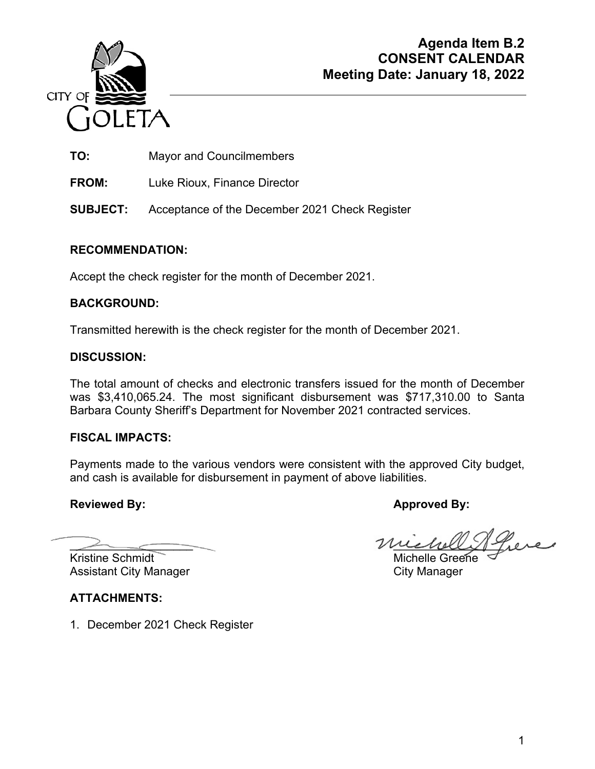CITY OF GOLETA

**Agenda Item B.2**
**CONSENT CALENDAR**
**Meeting Date: January 18, 2022**

**TO:** Mayor and Councilmembers

**FROM:** Luke Rioux, Finance Director

**SUBJECT:** Acceptance of the December 2021 Check Register

## RECOMMENDATION:

Accept the check register for the month of December 2021.

## BACKGROUND:

Transmitted herewith is the check register for the month of December 2021.

## DISCUSSION:

The total amount of checks and electronic transfers issued for the month of December was $3,410,065.24. The most significant disbursement was $717,310.00 to Santa Barbara County Sheriff's Department for November 2021 contracted services.

## FISCAL IMPACTS:

Payments made to the various vendors were consistent with the approved City budget, and cash is available for disbursement in payment of above liabilities.

**Reviewed By:**

Kristine Schmidt
Assistant City Manager

**Approved By:**

Michelle Greene
City Manager

## ATTACHMENTS:

1. December 2021 Check Register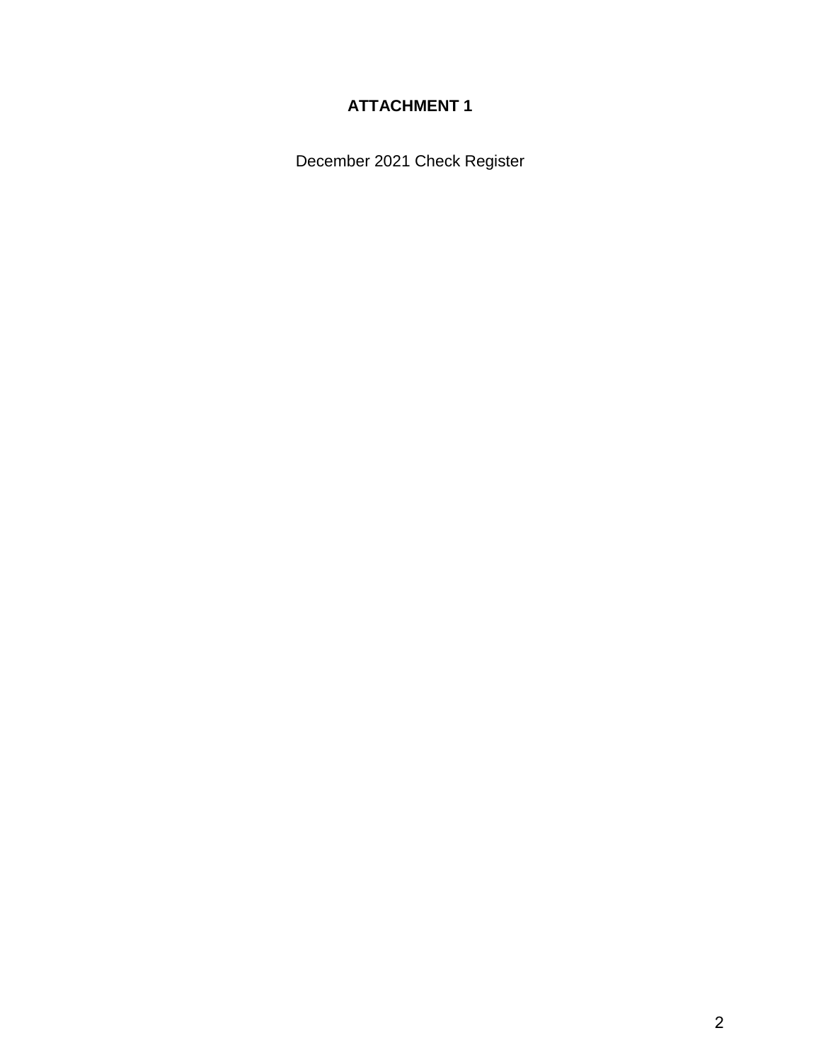## ATTACHMENT 1

December 2021 Check Register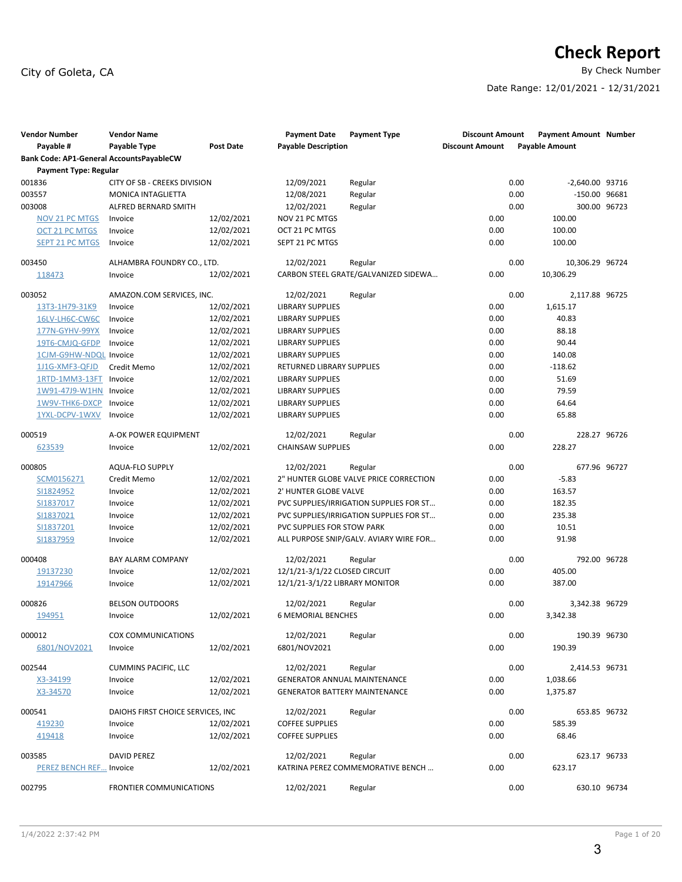# Check Report

City of Goleta, CA

By Check Number

Date Range: 12/01/2021 - 12/31/2021

| Vendor Number<br>Payable # | Vendor Name<br>Payable Type | Post Date | Payment Date<br>Payable Description | Payment Type | Discount Amount<br>Discount Amount | Payment Amount<br>Payable Amount | Number |
|---|---|---|---|---|---|---|---|
| **Bank Code: AP1-General AccountsPayableCW** | | | | | | | |
| **Payment Type: Regular** | | | | | | | |
| 001836 | CITY OF SB - CREEKS DIVISION | | 12/09/2021 | Regular | 0.00 | -2,640.00 | 93716 |
| 003557 | MONICA INTAGLIETTA | | 12/08/2021 | Regular | 0.00 | -150.00 | 96681 |
| 003008 | ALFRED BERNARD SMITH | | 12/02/2021 | Regular | 0.00 | 300.00 | 96723 |
| NOV 21 PC MTGS | Invoice | 12/02/2021 | NOV 21 PC MTGS | | 0.00 | 100.00 | |
| OCT 21 PC MTGS | Invoice | 12/02/2021 | OCT 21 PC MTGS | | 0.00 | 100.00 | |
| SEPT 21 PC MTGS | Invoice | 12/02/2021 | SEPT 21 PC MTGS | | 0.00 | 100.00 | |
| 003450 | ALHAMBRA FOUNDRY CO., LTD. | | 12/02/2021 | Regular | 0.00 | 10,306.29 | 96724 |
| 118473 | Invoice | 12/02/2021 | CARBON STEEL GRATE/GALVANIZED SIDEWA... | | 0.00 | 10,306.29 | |
| 003052 | AMAZON.COM SERVICES, INC. | | 12/02/2021 | Regular | 0.00 | 2,117.88 | 96725 |
| 13T3-1H79-31K9 | Invoice | 12/02/2021 | LIBRARY SUPPLIES | | 0.00 | 1,615.17 | |
| 16LV-LH6C-CW6C | Invoice | 12/02/2021 | LIBRARY SUPPLIES | | 0.00 | 40.83 | |
| 177N-GYHV-99YX | Invoice | 12/02/2021 | LIBRARY SUPPLIES | | 0.00 | 88.18 | |
| 19T6-CMJQ-GFDP | Invoice | 12/02/2021 | LIBRARY SUPPLIES | | 0.00 | 90.44 | |
| 1CJM-G9HW-NDQL | Invoice | 12/02/2021 | LIBRARY SUPPLIES | | 0.00 | 140.08 | |
| 1J1G-XMF3-QFJD | Credit Memo | 12/02/2021 | RETURNED LIBRARY SUPPLIES | | 0.00 | -118.62 | |
| 1RTD-1MM3-13FT | Invoice | 12/02/2021 | LIBRARY SUPPLIES | | 0.00 | 51.69 | |
| 1W91-47J9-W1HN | Invoice | 12/02/2021 | LIBRARY SUPPLIES | | 0.00 | 79.59 | |
| 1W9V-THK6-DXCP | Invoice | 12/02/2021 | LIBRARY SUPPLIES | | 0.00 | 64.64 | |
| 1YXL-DCPV-1WXV | Invoice | 12/02/2021 | LIBRARY SUPPLIES | | 0.00 | 65.88 | |
| 000519 | A-OK POWER EQUIPMENT | | 12/02/2021 | Regular | 0.00 | 228.27 | 96726 |
| 623539 | Invoice | 12/02/2021 | CHAINSAW SUPPLIES | | 0.00 | 228.27 | |
| 000805 | AQUA-FLO SUPPLY | | 12/02/2021 | Regular | 0.00 | 677.96 | 96727 |
| SCM0156271 | Credit Memo | 12/02/2021 | 2" HUNTER GLOBE VALVE PRICE CORRECTION | | 0.00 | -5.83 | |
| SI1824952 | Invoice | 12/02/2021 | 2' HUNTER GLOBE VALVE | | 0.00 | 163.57 | |
| SI1837017 | Invoice | 12/02/2021 | PVC SUPPLIES/IRRIGATION SUPPLIES FOR ST... | | 0.00 | 182.35 | |
| SI1837021 | Invoice | 12/02/2021 | PVC SUPPLIES/IRRIGATION SUPPLIES FOR ST... | | 0.00 | 235.38 | |
| SI1837201 | Invoice | 12/02/2021 | PVC SUPPLIES FOR STOW PARK | | 0.00 | 10.51 | |
| SI1837959 | Invoice | 12/02/2021 | ALL PURPOSE SNIP/GALV. AVIARY WIRE FOR... | | 0.00 | 91.98 | |
| 000408 | BAY ALARM COMPANY | | 12/02/2021 | Regular | 0.00 | 792.00 | 96728 |
| 19137230 | Invoice | 12/02/2021 | 12/1/21-3/1/22 CLOSED CIRCUIT | | 0.00 | 405.00 | |
| 19147966 | Invoice | 12/02/2021 | 12/1/21-3/1/22 LIBRARY MONITOR | | 0.00 | 387.00 | |
| 000826 | BELSON OUTDOORS | | 12/02/2021 | Regular | 0.00 | 3,342.38 | 96729 |
| 194951 | Invoice | 12/02/2021 | 6 MEMORIAL BENCHES | | 0.00 | 3,342.38 | |
| 000012 | COX COMMUNICATIONS | | 12/02/2021 | Regular | 0.00 | 190.39 | 96730 |
| 6801/NOV2021 | Invoice | 12/02/2021 | 6801/NOV2021 | | 0.00 | 190.39 | |
| 002544 | CUMMINS PACIFIC, LLC | | 12/02/2021 | Regular | 0.00 | 2,414.53 | 96731 |
| X3-34199 | Invoice | 12/02/2021 | GENERATOR ANNUAL MAINTENANCE | | 0.00 | 1,038.66 | |
| X3-34570 | Invoice | 12/02/2021 | GENERATOR BATTERY MAINTENANCE | | 0.00 | 1,375.87 | |
| 000541 | DAIOHS FIRST CHOICE SERVICES, INC | | 12/02/2021 | Regular | 0.00 | 653.85 | 96732 |
| 419230 | Invoice | 12/02/2021 | COFFEE SUPPLIES | | 0.00 | 585.39 | |
| 419418 | Invoice | 12/02/2021 | COFFEE SUPPLIES | | 0.00 | 68.46 | |
| 003585 | DAVID PEREZ | | 12/02/2021 | Regular | 0.00 | 623.17 | 96733 |
| PEREZ BENCH REF... | Invoice | 12/02/2021 | KATRINA PEREZ COMMEMORATIVE BENCH ... | | 0.00 | 623.17 | |
| 002795 | FRONTIER COMMUNICATIONS | | 12/02/2021 | Regular | 0.00 | 630.10 | 96734 |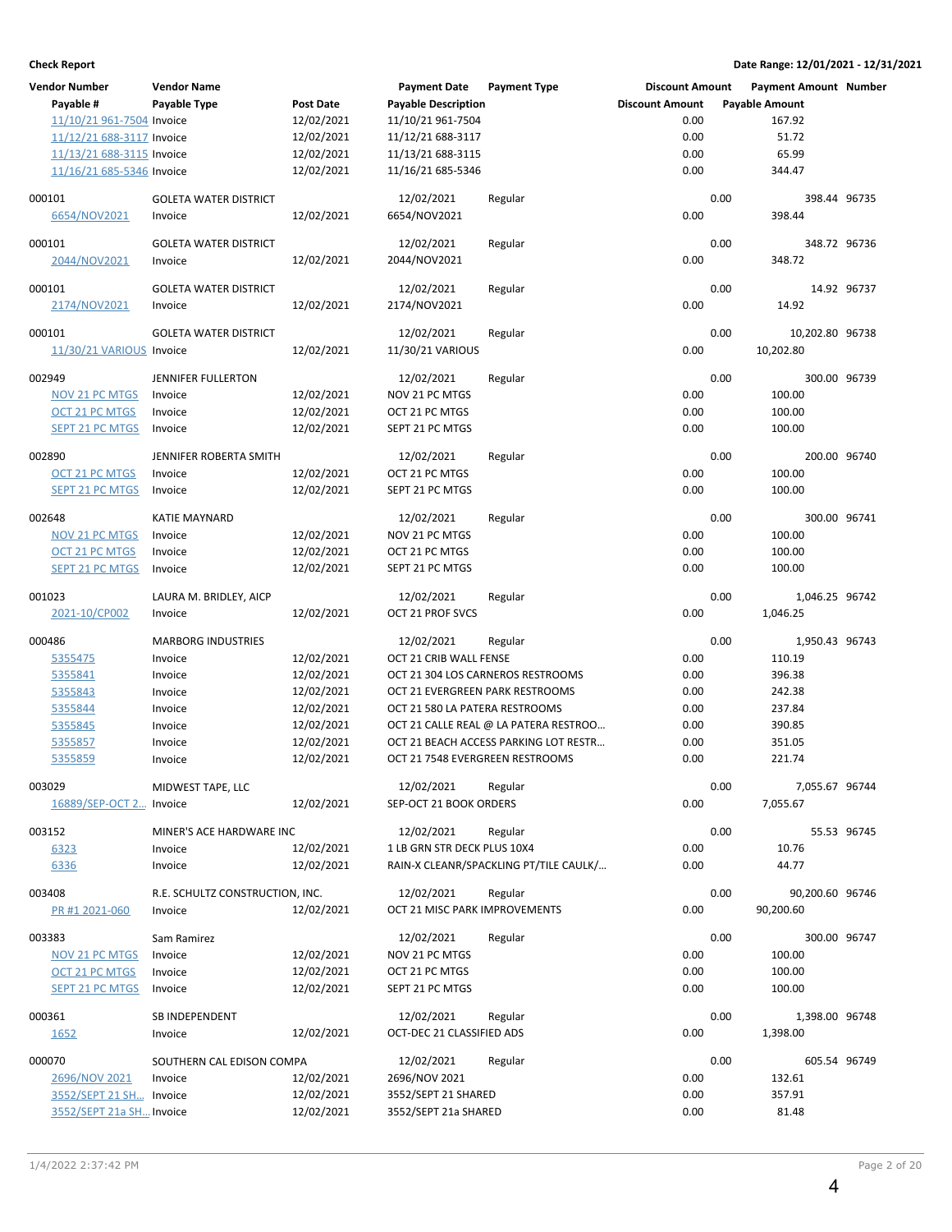**Check Report**

**Date Range: 12/01/2021 - 12/31/2021**

| Vendor Number | Vendor Name | | Payment Date | Payment Type | Discount Amount | Payment Amount | Number |
|---|---|---|---|---|---|---|---|
| Payable # | Payable Type | Post Date | Payable Description | | Discount Amount | Payable Amount | |
| 11/10/21 961-7504 | Invoice | 12/02/2021 | 11/10/21 961-7504 | | 0.00 | 167.92 | |
| 11/12/21 688-3117 | Invoice | 12/02/2021 | 11/12/21 688-3117 | | 0.00 | 51.72 | |
| 11/13/21 688-3115 | Invoice | 12/02/2021 | 11/13/21 688-3115 | | 0.00 | 65.99 | |
| 11/16/21 685-5346 | Invoice | 12/02/2021 | 11/16/21 685-5346 | | 0.00 | 344.47 | |
| 000101 | GOLETA WATER DISTRICT | | 12/02/2021 | Regular | 0.00 | 398.44 | 96735 |
| 6654/NOV2021 | Invoice | 12/02/2021 | 6654/NOV2021 | | 0.00 | 398.44 | |
| 000101 | GOLETA WATER DISTRICT | | 12/02/2021 | Regular | 0.00 | 348.72 | 96736 |
| 2044/NOV2021 | Invoice | 12/02/2021 | 2044/NOV2021 | | 0.00 | 348.72 | |
| 000101 | GOLETA WATER DISTRICT | | 12/02/2021 | Regular | 0.00 | 14.92 | 96737 |
| 2174/NOV2021 | Invoice | 12/02/2021 | 2174/NOV2021 | | 0.00 | 14.92 | |
| 000101 | GOLETA WATER DISTRICT | | 12/02/2021 | Regular | 0.00 | 10,202.80 | 96738 |
| 11/30/21 VARIOUS | Invoice | 12/02/2021 | 11/30/21 VARIOUS | | 0.00 | 10,202.80 | |
| 002949 | JENNIFER FULLERTON | | 12/02/2021 | Regular | 0.00 | 300.00 | 96739 |
| NOV 21 PC MTGS | Invoice | 12/02/2021 | NOV 21 PC MTGS | | 0.00 | 100.00 | |
| OCT 21 PC MTGS | Invoice | 12/02/2021 | OCT 21 PC MTGS | | 0.00 | 100.00 | |
| SEPT 21 PC MTGS | Invoice | 12/02/2021 | SEPT 21 PC MTGS | | 0.00 | 100.00 | |
| 002890 | JENNIFER ROBERTA SMITH | | 12/02/2021 | Regular | 0.00 | 200.00 | 96740 |
| OCT 21 PC MTGS | Invoice | 12/02/2021 | OCT 21 PC MTGS | | 0.00 | 100.00 | |
| SEPT 21 PC MTGS | Invoice | 12/02/2021 | SEPT 21 PC MTGS | | 0.00 | 100.00 | |
| 002648 | KATIE MAYNARD | | 12/02/2021 | Regular | 0.00 | 300.00 | 96741 |
| NOV 21 PC MTGS | Invoice | 12/02/2021 | NOV 21 PC MTGS | | 0.00 | 100.00 | |
| OCT 21 PC MTGS | Invoice | 12/02/2021 | OCT 21 PC MTGS | | 0.00 | 100.00 | |
| SEPT 21 PC MTGS | Invoice | 12/02/2021 | SEPT 21 PC MTGS | | 0.00 | 100.00 | |
| 001023 | LAURA M. BRIDLEY, AICP | | 12/02/2021 | Regular | 0.00 | 1,046.25 | 96742 |
| 2021-10/CP002 | Invoice | 12/02/2021 | OCT 21 PROF SVCS | | 0.00 | 1,046.25 | |
| 000486 | MARBORG INDUSTRIES | | 12/02/2021 | Regular | 0.00 | 1,950.43 | 96743 |
| 5355475 | Invoice | 12/02/2021 | OCT 21 CRIB WALL FENSE | | 0.00 | 110.19 | |
| 5355841 | Invoice | 12/02/2021 | OCT 21 304 LOS CARNEROS RESTROOMS | | 0.00 | 396.38 | |
| 5355843 | Invoice | 12/02/2021 | OCT 21 EVERGREEN PARK RESTROOMS | | 0.00 | 242.38 | |
| 5355844 | Invoice | 12/02/2021 | OCT 21 580 LA PATERA RESTROOMS | | 0.00 | 237.84 | |
| 5355845 | Invoice | 12/02/2021 | OCT 21 CALLE REAL @ LA PATERA RESTROO... | | 0.00 | 390.85 | |
| 5355857 | Invoice | 12/02/2021 | OCT 21 BEACH ACCESS PARKING LOT RESTR... | | 0.00 | 351.05 | |
| 5355859 | Invoice | 12/02/2021 | OCT 21 7548 EVERGREEN RESTROOMS | | 0.00 | 221.74 | |
| 003029 | MIDWEST TAPE, LLC | | 12/02/2021 | Regular | 0.00 | 7,055.67 | 96744 |
| 16889/SEP-OCT 2... | Invoice | 12/02/2021 | SEP-OCT 21 BOOK ORDERS | | 0.00 | 7,055.67 | |
| 003152 | MINER'S ACE HARDWARE INC | | 12/02/2021 | Regular | 0.00 | 55.53 | 96745 |
| 6323 | Invoice | 12/02/2021 | 1 LB GRN STR DECK PLUS 10X4 | | 0.00 | 10.76 | |
| 6336 | Invoice | 12/02/2021 | RAIN-X CLEANR/SPACKLING PT/TILE CAULK/... | | 0.00 | 44.77 | |
| 003408 | R.E. SCHULTZ CONSTRUCTION, INC. | | 12/02/2021 | Regular | 0.00 | 90,200.60 | 96746 |
| PR #1 2021-060 | Invoice | 12/02/2021 | OCT 21 MISC PARK IMPROVEMENTS | | 0.00 | 90,200.60 | |
| 003383 | Sam Ramirez | | 12/02/2021 | Regular | 0.00 | 300.00 | 96747 |
| NOV 21 PC MTGS | Invoice | 12/02/2021 | NOV 21 PC MTGS | | 0.00 | 100.00 | |
| OCT 21 PC MTGS | Invoice | 12/02/2021 | OCT 21 PC MTGS | | 0.00 | 100.00 | |
| SEPT 21 PC MTGS | Invoice | 12/02/2021 | SEPT 21 PC MTGS | | 0.00 | 100.00 | |
| 000361 | SB INDEPENDENT | | 12/02/2021 | Regular | 0.00 | 1,398.00 | 96748 |
| 1652 | Invoice | 12/02/2021 | OCT-DEC 21 CLASSIFIED ADS | | 0.00 | 1,398.00 | |
| 000070 | SOUTHERN CAL EDISON COMPA | | 12/02/2021 | Regular | 0.00 | 605.54 | 96749 |
| 2696/NOV 2021 | Invoice | 12/02/2021 | 2696/NOV 2021 | | 0.00 | 132.61 | |
| 3552/SEPT 21 SH... | Invoice | 12/02/2021 | 3552/SEPT 21 SHARED | | 0.00 | 357.91 | |
| 3552/SEPT 21a SH... | Invoice | 12/02/2021 | 3552/SEPT 21a SHARED | | 0.00 | 81.48 | |

1/4/2022 2:37:42 PM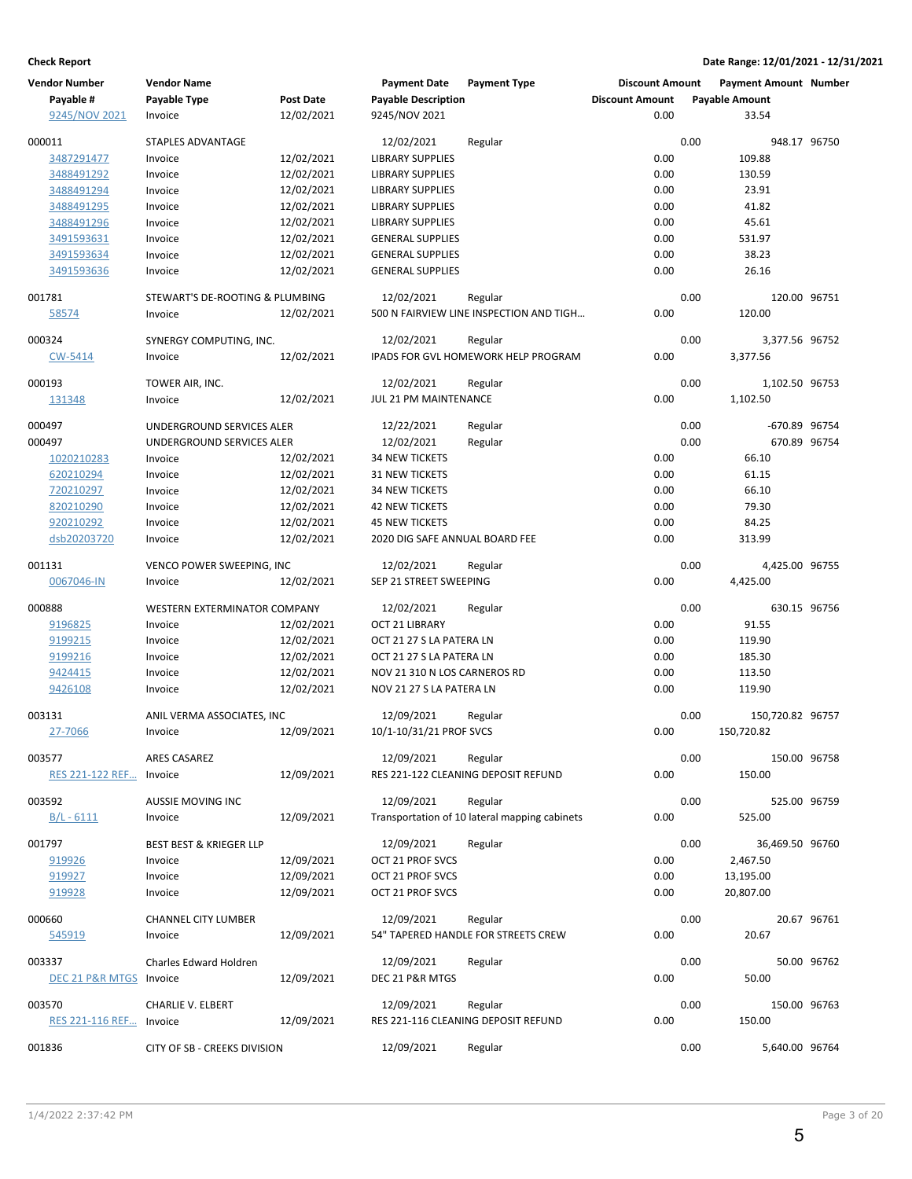**Check Report**

**Date Range: 12/01/2021 - 12/31/2021**

| Vendor Number | Vendor Name | | Payment Date | Payment Type | Discount Amount | Payment Amount | Number |
|---|---|---|---|---|---|---|---|
| Payable # | Payable Type | Post Date | Payable Description | | Discount Amount | Payable Amount | |
| 9245/NOV 2021 | Invoice | 12/02/2021 | 9245/NOV 2021 | | 0.00 | 33.54 | |
| 000011 | STAPLES ADVANTAGE | | 12/02/2021 | Regular | 0.00 | 948.17 | 96750 |
| 3487291477 | Invoice | 12/02/2021 | LIBRARY SUPPLIES | | 0.00 | 109.88 | |
| 3488491292 | Invoice | 12/02/2021 | LIBRARY SUPPLIES | | 0.00 | 130.59 | |
| 3488491294 | Invoice | 12/02/2021 | LIBRARY SUPPLIES | | 0.00 | 23.91 | |
| 3488491295 | Invoice | 12/02/2021 | LIBRARY SUPPLIES | | 0.00 | 41.82 | |
| 3488491296 | Invoice | 12/02/2021 | LIBRARY SUPPLIES | | 0.00 | 45.61 | |
| 3491593631 | Invoice | 12/02/2021 | GENERAL SUPPLIES | | 0.00 | 531.97 | |
| 3491593634 | Invoice | 12/02/2021 | GENERAL SUPPLIES | | 0.00 | 38.23 | |
| 3491593636 | Invoice | 12/02/2021 | GENERAL SUPPLIES | | 0.00 | 26.16 | |
| 001781 | STEWART'S DE-ROOTING & PLUMBING | | 12/02/2021 | Regular | 0.00 | 120.00 | 96751 |
| 58574 | Invoice | 12/02/2021 | 500 N FAIRVIEW LINE INSPECTION AND TIGH... | | 0.00 | 120.00 | |
| 000324 | SYNERGY COMPUTING, INC. | | 12/02/2021 | Regular | 0.00 | 3,377.56 | 96752 |
| CW-5414 | Invoice | 12/02/2021 | IPADS FOR GVL HOMEWORK HELP PROGRAM | | 0.00 | 3,377.56 | |
| 000193 | TOWER AIR, INC. | | 12/02/2021 | Regular | 0.00 | 1,102.50 | 96753 |
| 131348 | Invoice | 12/02/2021 | JUL 21 PM MAINTENANCE | | 0.00 | 1,102.50 | |
| 000497 | UNDERGROUND SERVICES ALER | | 12/22/2021 | Regular | 0.00 | -670.89 | 96754 |
| 000497 | UNDERGROUND SERVICES ALER | | 12/02/2021 | Regular | 0.00 | 670.89 | 96754 |
| 1020210283 | Invoice | 12/02/2021 | 34 NEW TICKETS | | 0.00 | 66.10 | |
| 620210294 | Invoice | 12/02/2021 | 31 NEW TICKETS | | 0.00 | 61.15 | |
| 720210297 | Invoice | 12/02/2021 | 34 NEW TICKETS | | 0.00 | 66.10 | |
| 820210290 | Invoice | 12/02/2021 | 42 NEW TICKETS | | 0.00 | 79.30 | |
| 920210292 | Invoice | 12/02/2021 | 45 NEW TICKETS | | 0.00 | 84.25 | |
| dsb20203720 | Invoice | 12/02/2021 | 2020 DIG SAFE ANNUAL BOARD FEE | | 0.00 | 313.99 | |
| 001131 | VENCO POWER SWEEPING, INC | | 12/02/2021 | Regular | 0.00 | 4,425.00 | 96755 |
| 0067046-IN | Invoice | 12/02/2021 | SEP 21 STREET SWEEPING | | 0.00 | 4,425.00 | |
| 000888 | WESTERN EXTERMINATOR COMPANY | | 12/02/2021 | Regular | 0.00 | 630.15 | 96756 |
| 9196825 | Invoice | 12/02/2021 | OCT 21 LIBRARY | | 0.00 | 91.55 | |
| 9199215 | Invoice | 12/02/2021 | OCT 21 27 S LA PATERA LN | | 0.00 | 119.90 | |
| 9199216 | Invoice | 12/02/2021 | OCT 21 27 S LA PATERA LN | | 0.00 | 185.30 | |
| 9424415 | Invoice | 12/02/2021 | NOV 21 310 N LOS CARNEROS RD | | 0.00 | 113.50 | |
| 9426108 | Invoice | 12/02/2021 | NOV 21 27 S LA PATERA LN | | 0.00 | 119.90 | |
| 003131 | ANIL VERMA ASSOCIATES, INC | | 12/09/2021 | Regular | 0.00 | 150,720.82 | 96757 |
| 27-7066 | Invoice | 12/09/2021 | 10/1-10/31/21 PROF SVCS | | 0.00 | 150,720.82 | |
| 003577 | ARES CASAREZ | | 12/09/2021 | Regular | 0.00 | 150.00 | 96758 |
| RES 221-122 REF... | Invoice | 12/09/2021 | RES 221-122 CLEANING DEPOSIT REFUND | | 0.00 | 150.00 | |
| 003592 | AUSSIE MOVING INC | | 12/09/2021 | Regular | 0.00 | 525.00 | 96759 |
| B/L - 6111 | Invoice | 12/09/2021 | Transportation of 10 lateral mapping cabinets | | 0.00 | 525.00 | |
| 001797 | BEST BEST & KRIEGER LLP | | 12/09/2021 | Regular | 0.00 | 36,469.50 | 96760 |
| 919926 | Invoice | 12/09/2021 | OCT 21 PROF SVCS | | 0.00 | 2,467.50 | |
| 919927 | Invoice | 12/09/2021 | OCT 21 PROF SVCS | | 0.00 | 13,195.00 | |
| 919928 | Invoice | 12/09/2021 | OCT 21 PROF SVCS | | 0.00 | 20,807.00 | |
| 000660 | CHANNEL CITY LUMBER | | 12/09/2021 | Regular | 0.00 | 20.67 | 96761 |
| 545919 | Invoice | 12/09/2021 | 54" TAPERED HANDLE FOR STREETS CREW | | 0.00 | 20.67 | |
| 003337 | Charles Edward Holdren | | 12/09/2021 | Regular | 0.00 | 50.00 | 96762 |
| DEC 21 P&R MTGS | Invoice | 12/09/2021 | DEC 21 P&R MTGS | | 0.00 | 50.00 | |
| 003570 | CHARLIE V. ELBERT | | 12/09/2021 | Regular | 0.00 | 150.00 | 96763 |
| RES 221-116 REF... | Invoice | 12/09/2021 | RES 221-116 CLEANING DEPOSIT REFUND | | 0.00 | 150.00 | |
| 001836 | CITY OF SB - CREEKS DIVISION | | 12/09/2021 | Regular | 0.00 | 5,640.00 | 96764 |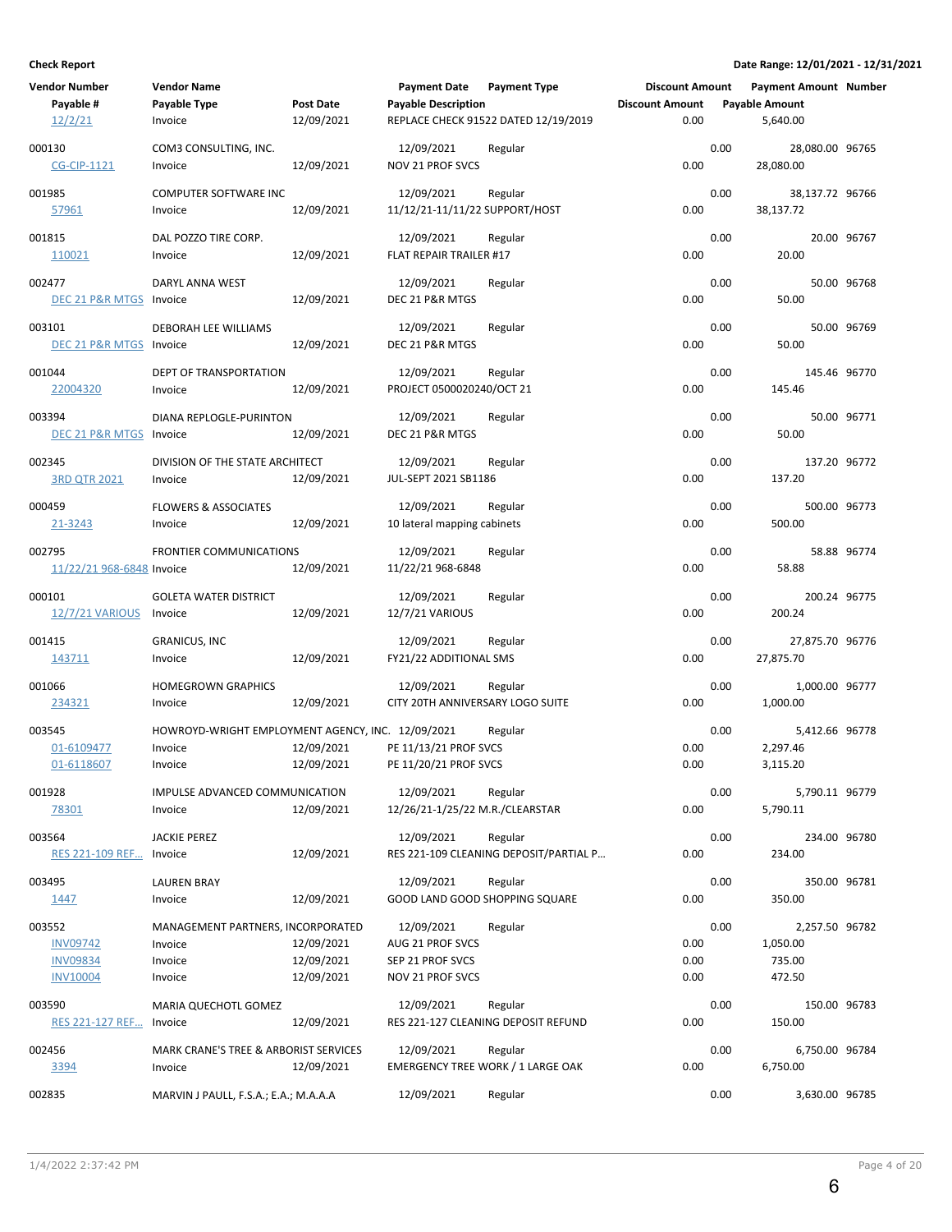**Check Report**

**Date Range: 12/01/2021 - 12/31/2021**

| Vendor Number | Vendor Name | | Payment Date | Payment Type | Discount Amount | Payment Amount | Number |
|---|---|---|---|---|---|---|---|
| Payable # | Payable Type | Post Date | Payable Description | | Discount Amount | Payable Amount | |
| 12/2/21 | Invoice | 12/09/2021 | REPLACE CHECK 91522 DATED 12/19/2019 | | 0.00 | 5,640.00 | |
| 000130 | COM3 CONSULTING, INC. | | 12/09/2021 | Regular | 0.00 | 28,080.00 | 96765 |
| CG-CIP-1121 | Invoice | 12/09/2021 | NOV 21 PROF SVCS | | 0.00 | 28,080.00 | |
| 001985 | COMPUTER SOFTWARE INC | | 12/09/2021 | Regular | 0.00 | 38,137.72 | 96766 |
| 57961 | Invoice | 12/09/2021 | 11/12/21-11/11/22 SUPPORT/HOST | | 0.00 | 38,137.72 | |
| 001815 | DAL POZZO TIRE CORP. | | 12/09/2021 | Regular | 0.00 | 20.00 | 96767 |
| 110021 | Invoice | 12/09/2021 | FLAT REPAIR TRAILER #17 | | 0.00 | 20.00 | |
| 002477 | DARYL ANNA WEST | | 12/09/2021 | Regular | 0.00 | 50.00 | 96768 |
| DEC 21 P&R MTGS | Invoice | 12/09/2021 | DEC 21 P&R MTGS | | 0.00 | 50.00 | |
| 003101 | DEBORAH LEE WILLIAMS | | 12/09/2021 | Regular | 0.00 | 50.00 | 96769 |
| DEC 21 P&R MTGS | Invoice | 12/09/2021 | DEC 21 P&R MTGS | | 0.00 | 50.00 | |
| 001044 | DEPT OF TRANSPORTATION | | 12/09/2021 | Regular | 0.00 | 145.46 | 96770 |
| 22004320 | Invoice | 12/09/2021 | PROJECT 0500020240/OCT 21 | | 0.00 | 145.46 | |
| 003394 | DIANA REPLOGLE-PURINTON | | 12/09/2021 | Regular | 0.00 | 50.00 | 96771 |
| DEC 21 P&R MTGS | Invoice | 12/09/2021 | DEC 21 P&R MTGS | | 0.00 | 50.00 | |
| 002345 | DIVISION OF THE STATE ARCHITECT | | 12/09/2021 | Regular | 0.00 | 137.20 | 96772 |
| 3RD QTR 2021 | Invoice | 12/09/2021 | JUL-SEPT 2021 SB1186 | | 0.00 | 137.20 | |
| 000459 | FLOWERS & ASSOCIATES | | 12/09/2021 | Regular | 0.00 | 500.00 | 96773 |
| 21-3243 | Invoice | 12/09/2021 | 10 lateral mapping cabinets | | 0.00 | 500.00 | |
| 002795 | FRONTIER COMMUNICATIONS | | 12/09/2021 | Regular | 0.00 | 58.88 | 96774 |
| 11/22/21 968-6848 | Invoice | 12/09/2021 | 11/22/21 968-6848 | | 0.00 | 58.88 | |
| 000101 | GOLETA WATER DISTRICT | | 12/09/2021 | Regular | 0.00 | 200.24 | 96775 |
| 12/7/21 VARIOUS | Invoice | 12/09/2021 | 12/7/21 VARIOUS | | 0.00 | 200.24 | |
| 001415 | GRANICUS, INC | | 12/09/2021 | Regular | 0.00 | 27,875.70 | 96776 |
| 143711 | Invoice | 12/09/2021 | FY21/22 ADDITIONAL SMS | | 0.00 | 27,875.70 | |
| 001066 | HOMEGROWN GRAPHICS | | 12/09/2021 | Regular | 0.00 | 1,000.00 | 96777 |
| 234321 | Invoice | 12/09/2021 | CITY 20TH ANNIVERSARY LOGO SUITE | | 0.00 | 1,000.00 | |
| 003545 | HOWROYD-WRIGHT EMPLOYMENT AGENCY, INC. | | 12/09/2021 | Regular | 0.00 | 5,412.66 | 96778 |
| 01-6109477 | Invoice | 12/09/2021 | PE 11/13/21 PROF SVCS | | 0.00 | 2,297.46 | |
| 01-6118607 | Invoice | 12/09/2021 | PE 11/20/21 PROF SVCS | | 0.00 | 3,115.20 | |
| 001928 | IMPULSE ADVANCED COMMUNICATION | | 12/09/2021 | Regular | 0.00 | 5,790.11 | 96779 |
| 78301 | Invoice | 12/09/2021 | 12/26/21-1/25/22 M.R./CLEARSTAR | | 0.00 | 5,790.11 | |
| 003564 | JACKIE PEREZ | | 12/09/2021 | Regular | 0.00 | 234.00 | 96780 |
| RES 221-109 REF... | Invoice | 12/09/2021 | RES 221-109 CLEANING DEPOSIT/PARTIAL P... | | 0.00 | 234.00 | |
| 003495 | LAUREN BRAY | | 12/09/2021 | Regular | 0.00 | 350.00 | 96781 |
| 1447 | Invoice | 12/09/2021 | GOOD LAND GOOD SHOPPING SQUARE | | 0.00 | 350.00 | |
| 003552 | MANAGEMENT PARTNERS, INCORPORATED | | 12/09/2021 | Regular | 0.00 | 2,257.50 | 96782 |
| INV09742 | Invoice | 12/09/2021 | AUG 21 PROF SVCS | | 0.00 | 1,050.00 | |
| INV09834 | Invoice | 12/09/2021 | SEP 21 PROF SVCS | | 0.00 | 735.00 | |
| INV10004 | Invoice | 12/09/2021 | NOV 21 PROF SVCS | | 0.00 | 472.50 | |
| 003590 | MARIA QUECHOTL GOMEZ | | 12/09/2021 | Regular | 0.00 | 150.00 | 96783 |
| RES 221-127 REF... | Invoice | 12/09/2021 | RES 221-127 CLEANING DEPOSIT REFUND | | 0.00 | 150.00 | |
| 002456 | MARK CRANE'S TREE & ARBORIST SERVICES | | 12/09/2021 | Regular | 0.00 | 6,750.00 | 96784 |
| 3394 | Invoice | 12/09/2021 | EMERGENCY TREE WORK / 1 LARGE OAK | | 0.00 | 6,750.00 | |
| 002835 | MARVIN J PAULL, F.S.A.; E.A.; M.A.A.A | | 12/09/2021 | Regular | 0.00 | 3,630.00 | 96785 |

1/4/2022 2:37:42 PM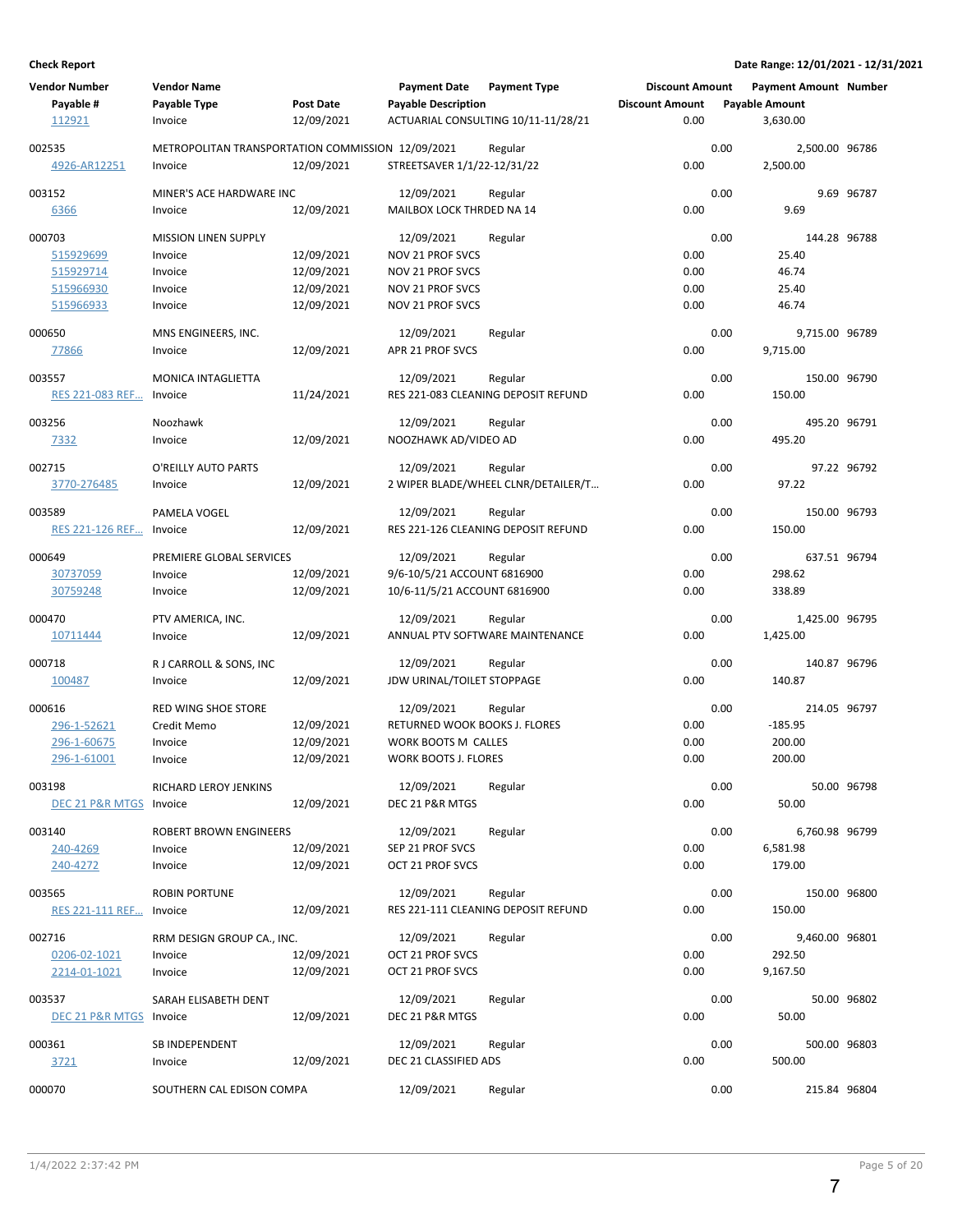**Check Report**

**Date Range: 12/01/2021 - 12/31/2021**

| Vendor Number | Vendor Name | | Payment Date | Payment Type | Discount Amount | Payment Amount | Number |
|---|---|---|---|---|---|---|---|
| Payable # | Payable Type | Post Date | Payable Description | | Discount Amount | Payable Amount | |
| 112921 | Invoice | 12/09/2021 | ACTUARIAL CONSULTING 10/11-11/28/21 | | 0.00 | 3,630.00 | |
| 002535 | METROPOLITAN TRANSPORTATION COMMISSION | | 12/09/2021 | Regular | 0.00 | 2,500.00 | 96786 |
| 4926-AR12251 | Invoice | 12/09/2021 | STREETSAVER 1/1/22-12/31/22 | | 0.00 | 2,500.00 | |
| 003152 | MINER'S ACE HARDWARE INC | | 12/09/2021 | Regular | 0.00 | 9.69 | 96787 |
| 6366 | Invoice | 12/09/2021 | MAILBOX LOCK THRDED NA 14 | | 0.00 | 9.69 | |
| 000703 | MISSION LINEN SUPPLY | | 12/09/2021 | Regular | 0.00 | 144.28 | 96788 |
| 515929699 | Invoice | 12/09/2021 | NOV 21 PROF SVCS | | 0.00 | 25.40 | |
| 515929714 | Invoice | 12/09/2021 | NOV 21 PROF SVCS | | 0.00 | 46.74 | |
| 515966930 | Invoice | 12/09/2021 | NOV 21 PROF SVCS | | 0.00 | 25.40 | |
| 515966933 | Invoice | 12/09/2021 | NOV 21 PROF SVCS | | 0.00 | 46.74 | |
| 000650 | MNS ENGINEERS, INC. | | 12/09/2021 | Regular | 0.00 | 9,715.00 | 96789 |
| 77866 | Invoice | 12/09/2021 | APR 21 PROF SVCS | | 0.00 | 9,715.00 | |
| 003557 | MONICA INTAGLIETTA | | 12/09/2021 | Regular | 0.00 | 150.00 | 96790 |
| RES 221-083 REF... | Invoice | 11/24/2021 | RES 221-083 CLEANING DEPOSIT REFUND | | 0.00 | 150.00 | |
| 003256 | Noozhawk | | 12/09/2021 | Regular | 0.00 | 495.20 | 96791 |
| 7332 | Invoice | 12/09/2021 | NOOZHAWK AD/VIDEO AD | | 0.00 | 495.20 | |
| 002715 | O'REILLY AUTO PARTS | | 12/09/2021 | Regular | 0.00 | 97.22 | 96792 |
| 3770-276485 | Invoice | 12/09/2021 | 2 WIPER BLADE/WHEEL CLNR/DETAILER/T... | | 0.00 | 97.22 | |
| 003589 | PAMELA VOGEL | | 12/09/2021 | Regular | 0.00 | 150.00 | 96793 |
| RES 221-126 REF... | Invoice | 12/09/2021 | RES 221-126 CLEANING DEPOSIT REFUND | | 0.00 | 150.00 | |
| 000649 | PREMIERE GLOBAL SERVICES | | 12/09/2021 | Regular | 0.00 | 637.51 | 96794 |
| 30737059 | Invoice | 12/09/2021 | 9/6-10/5/21 ACCOUNT 6816900 | | 0.00 | 298.62 | |
| 30759248 | Invoice | 12/09/2021 | 10/6-11/5/21 ACCOUNT 6816900 | | 0.00 | 338.89 | |
| 000470 | PTV AMERICA, INC. | | 12/09/2021 | Regular | 0.00 | 1,425.00 | 96795 |
| 10711444 | Invoice | 12/09/2021 | ANNUAL PTV SOFTWARE MAINTENANCE | | 0.00 | 1,425.00 | |
| 000718 | R J CARROLL & SONS, INC | | 12/09/2021 | Regular | 0.00 | 140.87 | 96796 |
| 100487 | Invoice | 12/09/2021 | JDW URINAL/TOILET STOPPAGE | | 0.00 | 140.87 | |
| 000616 | RED WING SHOE STORE | | 12/09/2021 | Regular | 0.00 | 214.05 | 96797 |
| 296-1-52621 | Credit Memo | 12/09/2021 | RETURNED WOOK BOOKS J. FLORES | | 0.00 | -185.95 | |
| 296-1-60675 | Invoice | 12/09/2021 | WORK BOOTS M CALLES | | 0.00 | 200.00 | |
| 296-1-61001 | Invoice | 12/09/2021 | WORK BOOTS J. FLORES | | 0.00 | 200.00 | |
| 003198 | RICHARD LEROY JENKINS | | 12/09/2021 | Regular | 0.00 | 50.00 | 96798 |
| DEC 21 P&R MTGS | Invoice | 12/09/2021 | DEC 21 P&R MTGS | | 0.00 | 50.00 | |
| 003140 | ROBERT BROWN ENGINEERS | | 12/09/2021 | Regular | 0.00 | 6,760.98 | 96799 |
| 240-4269 | Invoice | 12/09/2021 | SEP 21 PROF SVCS | | 0.00 | 6,581.98 | |
| 240-4272 | Invoice | 12/09/2021 | OCT 21 PROF SVCS | | 0.00 | 179.00 | |
| 003565 | ROBIN PORTUNE | | 12/09/2021 | Regular | 0.00 | 150.00 | 96800 |
| RES 221-111 REF... | Invoice | 12/09/2021 | RES 221-111 CLEANING DEPOSIT REFUND | | 0.00 | 150.00 | |
| 002716 | RRM DESIGN GROUP CA., INC. | | 12/09/2021 | Regular | 0.00 | 9,460.00 | 96801 |
| 0206-02-1021 | Invoice | 12/09/2021 | OCT 21 PROF SVCS | | 0.00 | 292.50 | |
| 2214-01-1021 | Invoice | 12/09/2021 | OCT 21 PROF SVCS | | 0.00 | 9,167.50 | |
| 003537 | SARAH ELISABETH DENT | | 12/09/2021 | Regular | 0.00 | 50.00 | 96802 |
| DEC 21 P&R MTGS | Invoice | 12/09/2021 | DEC 21 P&R MTGS | | 0.00 | 50.00 | |
| 000361 | SB INDEPENDENT | | 12/09/2021 | Regular | 0.00 | 500.00 | 96803 |
| 3721 | Invoice | 12/09/2021 | DEC 21 CLASSIFIED ADS | | 0.00 | 500.00 | |
| 000070 | SOUTHERN CAL EDISON COMPA | | 12/09/2021 | Regular | 0.00 | 215.84 | 96804 |

1/4/2022 2:37:42 PM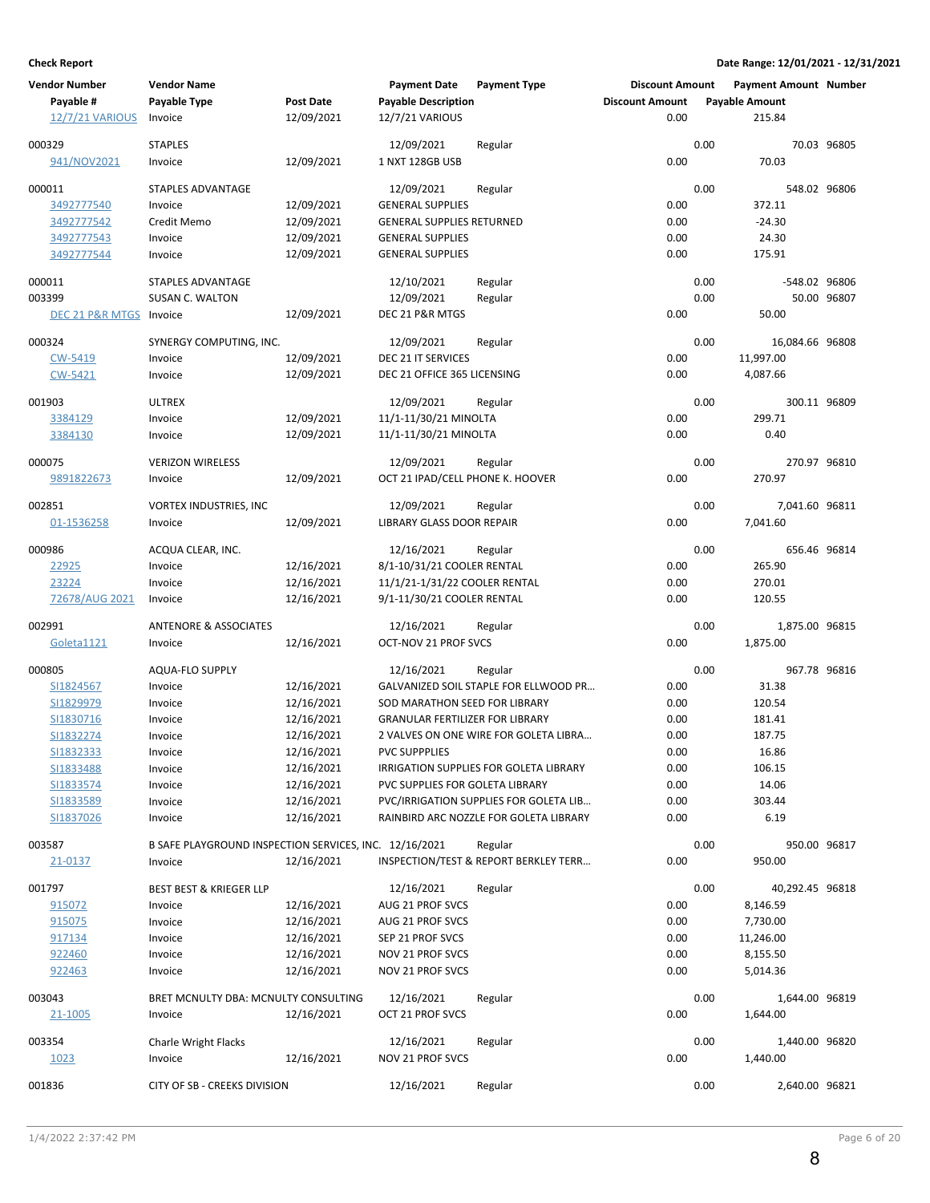**Check Report**

Date Range: 12/01/2021 - 12/31/2021

| Vendor Number | Vendor Name | | Payment Date | Payment Type | Discount Amount | Payment Amount | Number |
|---|---|---|---|---|---|---|---|
| Payable # | Payable Type | Post Date | Payable Description | | Discount Amount | Payable Amount | |
| 12/7/21 VARIOUS | Invoice | 12/09/2021 | 12/7/21 VARIOUS | | 0.00 | 215.84 | |
| 000329 | STAPLES | | 12/09/2021 | Regular | 0.00 | 70.03 | 96805 |
| 941/NOV2021 | Invoice | 12/09/2021 | 1 NXT 128GB USB | | 0.00 | 70.03 | |
| 000011 | STAPLES ADVANTAGE | | 12/09/2021 | Regular | 0.00 | 548.02 | 96806 |
| 3492777540 | Invoice | 12/09/2021 | GENERAL SUPPLIES | | 0.00 | 372.11 | |
| 3492777542 | Credit Memo | 12/09/2021 | GENERAL SUPPLIES RETURNED | | 0.00 | -24.30 | |
| 3492777543 | Invoice | 12/09/2021 | GENERAL SUPPLIES | | 0.00 | 24.30 | |
| 3492777544 | Invoice | 12/09/2021 | GENERAL SUPPLIES | | 0.00 | 175.91 | |
| 000011 | STAPLES ADVANTAGE | | 12/10/2021 | Regular | 0.00 | -548.02 | 96806 |
| 003399 | SUSAN C. WALTON | | 12/09/2021 | Regular | 0.00 | 50.00 | 96807 |
| DEC 21 P&R MTGS | Invoice | 12/09/2021 | DEC 21 P&R MTGS | | 0.00 | 50.00 | |
| 000324 | SYNERGY COMPUTING, INC. | | 12/09/2021 | Regular | 0.00 | 16,084.66 | 96808 |
| CW-5419 | Invoice | 12/09/2021 | DEC 21 IT SERVICES | | 0.00 | 11,997.00 | |
| CW-5421 | Invoice | 12/09/2021 | DEC 21 OFFICE 365 LICENSING | | 0.00 | 4,087.66 | |
| 001903 | ULTREX | | 12/09/2021 | Regular | 0.00 | 300.11 | 96809 |
| 3384129 | Invoice | 12/09/2021 | 11/1-11/30/21 MINOLTA | | 0.00 | 299.71 | |
| 3384130 | Invoice | 12/09/2021 | 11/1-11/30/21 MINOLTA | | 0.00 | 0.40 | |
| 000075 | VERIZON WIRELESS | | 12/09/2021 | Regular | 0.00 | 270.97 | 96810 |
| 9891822673 | Invoice | 12/09/2021 | OCT 21 IPAD/CELL PHONE K. HOOVER | | 0.00 | 270.97 | |
| 002851 | VORTEX INDUSTRIES, INC | | 12/09/2021 | Regular | 0.00 | 7,041.60 | 96811 |
| 01-1536258 | Invoice | 12/09/2021 | LIBRARY GLASS DOOR REPAIR | | 0.00 | 7,041.60 | |
| 000986 | ACQUA CLEAR, INC. | | 12/16/2021 | Regular | 0.00 | 656.46 | 96814 |
| 22925 | Invoice | 12/16/2021 | 8/1-10/31/21 COOLER RENTAL | | 0.00 | 265.90 | |
| 23224 | Invoice | 12/16/2021 | 11/1/21-1/31/22 COOLER RENTAL | | 0.00 | 270.01 | |
| 72678/AUG 2021 | Invoice | 12/16/2021 | 9/1-11/30/21 COOLER RENTAL | | 0.00 | 120.55 | |
| 002991 | ANTENORE & ASSOCIATES | | 12/16/2021 | Regular | 0.00 | 1,875.00 | 96815 |
| Goleta1121 | Invoice | 12/16/2021 | OCT-NOV 21 PROF SVCS | | 0.00 | 1,875.00 | |
| 000805 | AQUA-FLO SUPPLY | | 12/16/2021 | Regular | 0.00 | 967.78 | 96816 |
| SI1824567 | Invoice | 12/16/2021 | GALVANIZED SOIL STAPLE FOR ELLWOOD PR... | | 0.00 | 31.38 | |
| SI1829979 | Invoice | 12/16/2021 | SOD MARATHON SEED FOR LIBRARY | | 0.00 | 120.54 | |
| SI1830716 | Invoice | 12/16/2021 | GRANULAR FERTILIZER FOR LIBRARY | | 0.00 | 181.41 | |
| SI1832274 | Invoice | 12/16/2021 | 2 VALVES ON ONE WIRE FOR GOLETA LIBRA... | | 0.00 | 187.75 | |
| SI1832333 | Invoice | 12/16/2021 | PVC SUPPPLIES | | 0.00 | 16.86 | |
| SI1833488 | Invoice | 12/16/2021 | IRRIGATION SUPPLIES FOR GOLETA LIBRARY | | 0.00 | 106.15 | |
| SI1833574 | Invoice | 12/16/2021 | PVC SUPPLIES FOR GOLETA LIBRARY | | 0.00 | 14.06 | |
| SI1833589 | Invoice | 12/16/2021 | PVC/IRRIGATION SUPPLIES FOR GOLETA LIB... | | 0.00 | 303.44 | |
| SI1837026 | Invoice | 12/16/2021 | RAINBIRD ARC NOZZLE FOR GOLETA LIBRARY | | 0.00 | 6.19 | |
| 003587 | B SAFE PLAYGROUND INSPECTION SERVICES, INC. | | 12/16/2021 | Regular | 0.00 | 950.00 | 96817 |
| 21-0137 | Invoice | 12/16/2021 | INSPECTION/TEST & REPORT BERKLEY TERR... | | 0.00 | 950.00 | |
| 001797 | BEST BEST & KRIEGER LLP | | 12/16/2021 | Regular | 0.00 | 40,292.45 | 96818 |
| 915072 | Invoice | 12/16/2021 | AUG 21 PROF SVCS | | 0.00 | 8,146.59 | |
| 915075 | Invoice | 12/16/2021 | AUG 21 PROF SVCS | | 0.00 | 7,730.00 | |
| 917134 | Invoice | 12/16/2021 | SEP 21 PROF SVCS | | 0.00 | 11,246.00 | |
| 922460 | Invoice | 12/16/2021 | NOV 21 PROF SVCS | | 0.00 | 8,155.50 | |
| 922463 | Invoice | 12/16/2021 | NOV 21 PROF SVCS | | 0.00 | 5,014.36 | |
| 003043 | BRET MCNULTY DBA: MCNULTY CONSULTING | | 12/16/2021 | Regular | 0.00 | 1,644.00 | 96819 |
| 21-1005 | Invoice | 12/16/2021 | OCT 21 PROF SVCS | | 0.00 | 1,644.00 | |
| 003354 | Charle Wright Flacks | | 12/16/2021 | Regular | 0.00 | 1,440.00 | 96820 |
| 1023 | Invoice | 12/16/2021 | NOV 21 PROF SVCS | | 0.00 | 1,440.00 | |
| 001836 | CITY OF SB - CREEKS DIVISION | | 12/16/2021 | Regular | 0.00 | 2,640.00 | 96821 |

1/4/2022 2:37:42 PM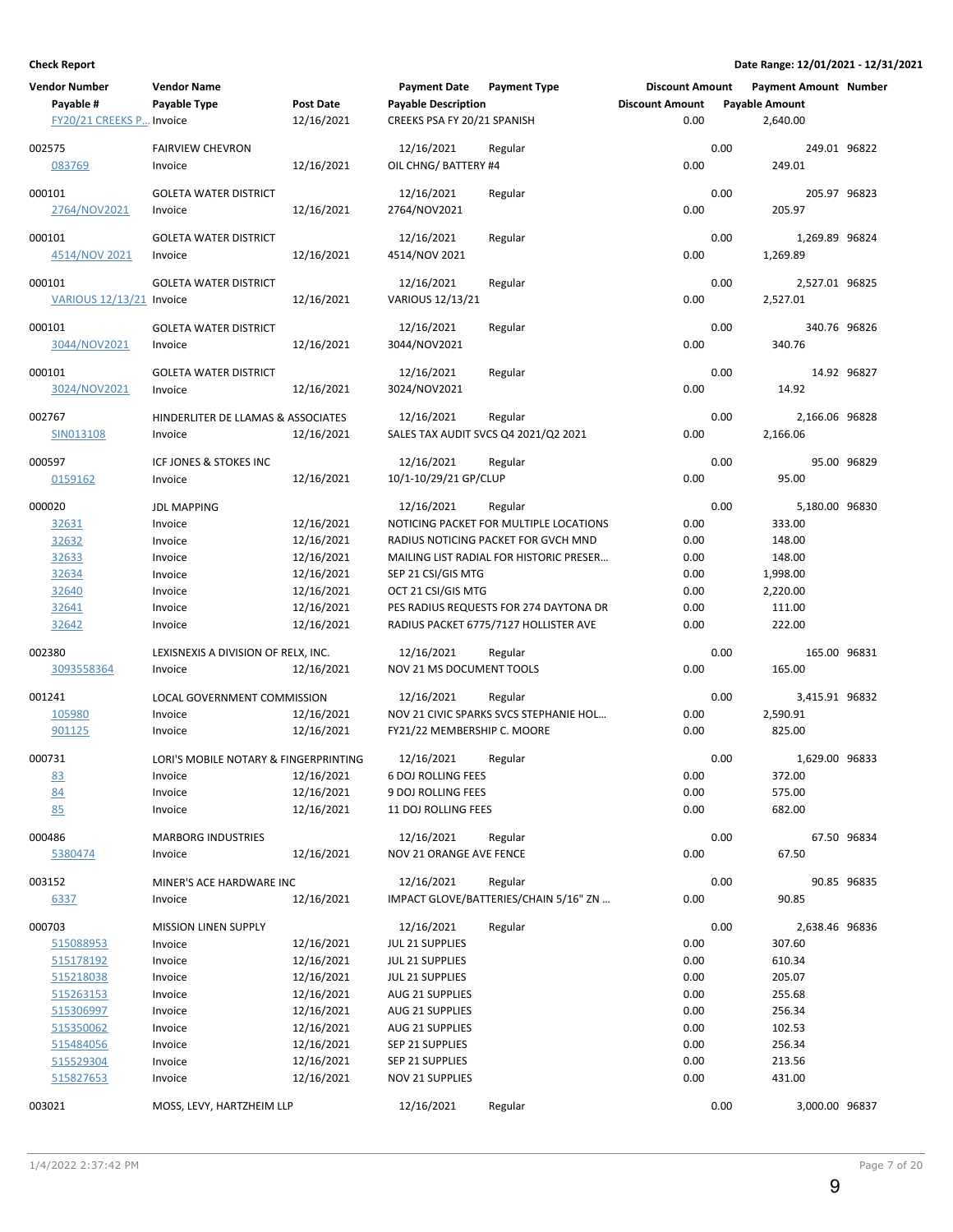**Check Report**

**Date Range: 12/01/2021 - 12/31/2021**

| Vendor Number | Vendor Name | | Payment Date | Payment Type | Discount Amount | Payment Amount | Number |
|---|---|---|---|---|---|---|---|
| Payable # | Payable Type | Post Date | Payable Description | | Discount Amount | Payable Amount | |
| FY20/21 CREEKS P... | Invoice | 12/16/2021 | CREEKS PSA FY 20/21 SPANISH | | 0.00 | 2,640.00 | |
| 002575 | FAIRVIEW CHEVRON | | 12/16/2021 | Regular | 0.00 | 249.01 | 96822 |
| 083769 | Invoice | 12/16/2021 | OIL CHNG/ BATTERY #4 | | 0.00 | 249.01 | |
| 000101 | GOLETA WATER DISTRICT | | 12/16/2021 | Regular | 0.00 | 205.97 | 96823 |
| 2764/NOV2021 | Invoice | 12/16/2021 | 2764/NOV2021 | | 0.00 | 205.97 | |
| 000101 | GOLETA WATER DISTRICT | | 12/16/2021 | Regular | 0.00 | 1,269.89 | 96824 |
| 4514/NOV 2021 | Invoice | 12/16/2021 | 4514/NOV 2021 | | 0.00 | 1,269.89 | |
| 000101 | GOLETA WATER DISTRICT | | 12/16/2021 | Regular | 0.00 | 2,527.01 | 96825 |
| VARIOUS 12/13/21 | Invoice | 12/16/2021 | VARIOUS 12/13/21 | | 0.00 | 2,527.01 | |
| 000101 | GOLETA WATER DISTRICT | | 12/16/2021 | Regular | 0.00 | 340.76 | 96826 |
| 3044/NOV2021 | Invoice | 12/16/2021 | 3044/NOV2021 | | 0.00 | 340.76 | |
| 000101 | GOLETA WATER DISTRICT | | 12/16/2021 | Regular | 0.00 | 14.92 | 96827 |
| 3024/NOV2021 | Invoice | 12/16/2021 | 3024/NOV2021 | | 0.00 | 14.92 | |
| 002767 | HINDERLITER DE LLAMAS & ASSOCIATES | | 12/16/2021 | Regular | 0.00 | 2,166.06 | 96828 |
| SIN013108 | Invoice | 12/16/2021 | SALES TAX AUDIT SVCS Q4 2021/Q2 2021 | | 0.00 | 2,166.06 | |
| 000597 | ICF JONES & STOKES INC | | 12/16/2021 | Regular | 0.00 | 95.00 | 96829 |
| 0159162 | Invoice | 12/16/2021 | 10/1-10/29/21 GP/CLUP | | 0.00 | 95.00 | |
| 000020 | JDL MAPPING | | 12/16/2021 | Regular | 0.00 | 5,180.00 | 96830 |
| 32631 | Invoice | 12/16/2021 | NOTICING PACKET FOR MULTIPLE LOCATIONS | | 0.00 | 333.00 | |
| 32632 | Invoice | 12/16/2021 | RADIUS NOTICING PACKET FOR GVCH MND | | 0.00 | 148.00 | |
| 32633 | Invoice | 12/16/2021 | MAILING LIST RADIAL FOR HISTORIC PRESER... | | 0.00 | 148.00 | |
| 32634 | Invoice | 12/16/2021 | SEP 21 CSI/GIS MTG | | 0.00 | 1,998.00 | |
| 32640 | Invoice | 12/16/2021 | OCT 21 CSI/GIS MTG | | 0.00 | 2,220.00 | |
| 32641 | Invoice | 12/16/2021 | PES RADIUS REQUESTS FOR 274 DAYTONA DR | | 0.00 | 111.00 | |
| 32642 | Invoice | 12/16/2021 | RADIUS PACKET 6775/7127 HOLLISTER AVE | | 0.00 | 222.00 | |
| 002380 | LEXISNEXIS A DIVISION OF RELX, INC. | | 12/16/2021 | Regular | 0.00 | 165.00 | 96831 |
| 3093558364 | Invoice | 12/16/2021 | NOV 21 MS DOCUMENT TOOLS | | 0.00 | 165.00 | |
| 001241 | LOCAL GOVERNMENT COMMISSION | | 12/16/2021 | Regular | 0.00 | 3,415.91 | 96832 |
| 105980 | Invoice | 12/16/2021 | NOV 21 CIVIC SPARKS SVCS STEPHANIE HOL... | | 0.00 | 2,590.91 | |
| 901125 | Invoice | 12/16/2021 | FY21/22 MEMBERSHIP C. MOORE | | 0.00 | 825.00 | |
| 000731 | LORI'S MOBILE NOTARY & FINGERPRINTING | | 12/16/2021 | Regular | 0.00 | 1,629.00 | 96833 |
| 83 | Invoice | 12/16/2021 | 6 DOJ ROLLING FEES | | 0.00 | 372.00 | |
| 84 | Invoice | 12/16/2021 | 9 DOJ ROLLING FEES | | 0.00 | 575.00 | |
| 85 | Invoice | 12/16/2021 | 11 DOJ ROLLING FEES | | 0.00 | 682.00 | |
| 000486 | MARBORG INDUSTRIES | | 12/16/2021 | Regular | 0.00 | 67.50 | 96834 |
| 5380474 | Invoice | 12/16/2021 | NOV 21 ORANGE AVE FENCE | | 0.00 | 67.50 | |
| 003152 | MINER'S ACE HARDWARE INC | | 12/16/2021 | Regular | 0.00 | 90.85 | 96835 |
| 6337 | Invoice | 12/16/2021 | IMPACT GLOVE/BATTERIES/CHAIN 5/16" ZN ... | | 0.00 | 90.85 | |
| 000703 | MISSION LINEN SUPPLY | | 12/16/2021 | Regular | 0.00 | 2,638.46 | 96836 |
| 515088953 | Invoice | 12/16/2021 | JUL 21 SUPPLIES | | 0.00 | 307.60 | |
| 515178192 | Invoice | 12/16/2021 | JUL 21 SUPPLIES | | 0.00 | 610.34 | |
| 515218038 | Invoice | 12/16/2021 | JUL 21 SUPPLIES | | 0.00 | 205.07 | |
| 515263153 | Invoice | 12/16/2021 | AUG 21 SUPPLIES | | 0.00 | 255.68 | |
| 515306997 | Invoice | 12/16/2021 | AUG 21 SUPPLIES | | 0.00 | 256.34 | |
| 515350062 | Invoice | 12/16/2021 | AUG 21 SUPPLIES | | 0.00 | 102.53 | |
| 515484056 | Invoice | 12/16/2021 | SEP 21 SUPPLIES | | 0.00 | 256.34 | |
| 515529304 | Invoice | 12/16/2021 | SEP 21 SUPPLIES | | 0.00 | 213.56 | |
| 515827653 | Invoice | 12/16/2021 | NOV 21 SUPPLIES | | 0.00 | 431.00 | |
| 003021 | MOSS, LEVY, HARTZHEIM LLP | | 12/16/2021 | Regular | 0.00 | 3,000.00 | 96837 |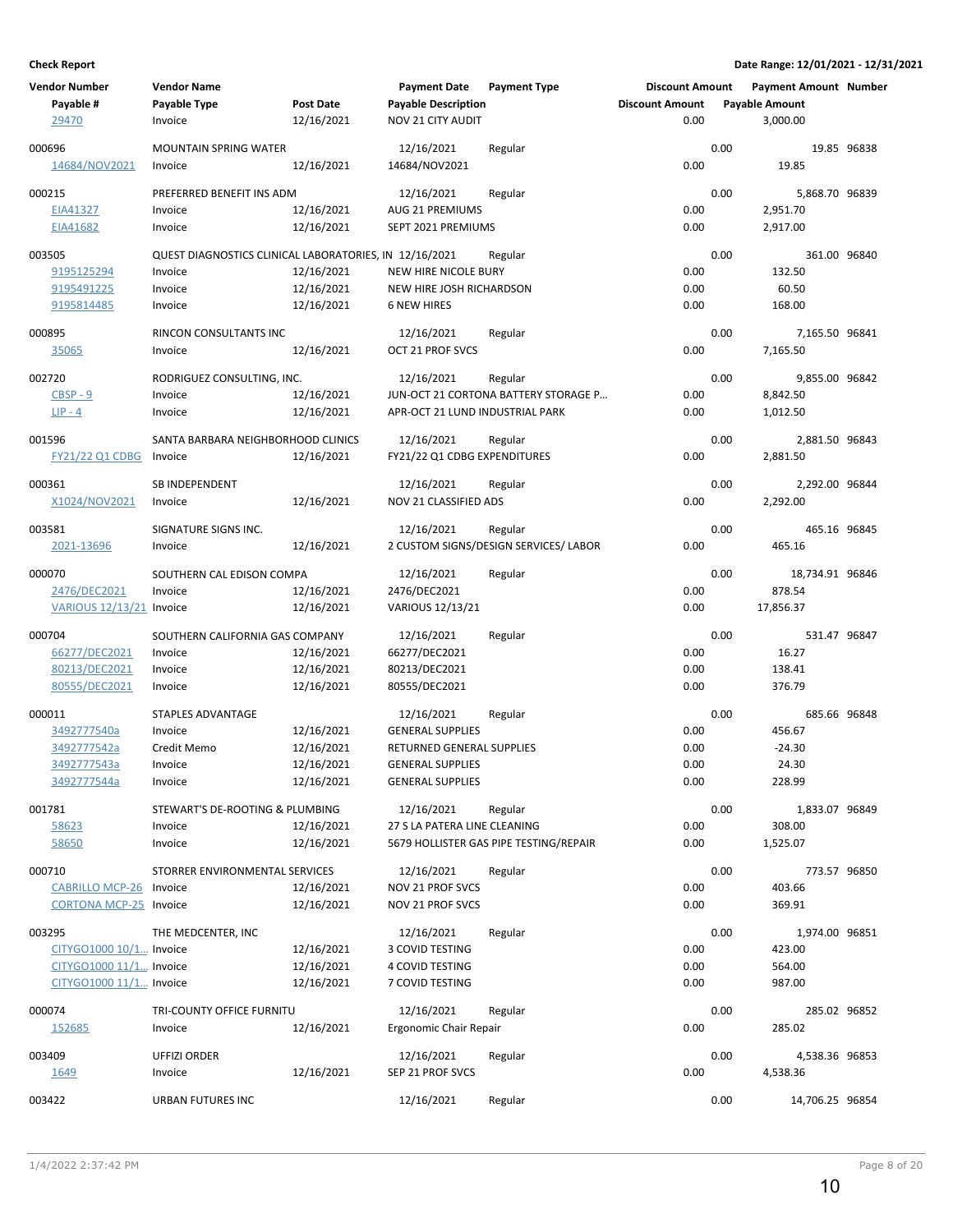**Check Report**

**Date Range: 12/01/2021 - 12/31/2021**

| Vendor Number | Vendor Name | | Payment Date | Payment Type | Discount Amount | Payment Amount | Number |
|---|---|---|---|---|---|---|---|
| Payable # | Payable Type | Post Date | Payable Description | | Discount Amount | Payable Amount | |
| 29470 | Invoice | 12/16/2021 | NOV 21 CITY AUDIT | | 0.00 | 3,000.00 | |
| 000696 | MOUNTAIN SPRING WATER | | 12/16/2021 | Regular | 0.00 | 19.85 | 96838 |
| 14684/NOV2021 | Invoice | 12/16/2021 | 14684/NOV2021 | | 0.00 | 19.85 | |
| 000215 | PREFERRED BENEFIT INS ADM | | 12/16/2021 | Regular | 0.00 | 5,868.70 | 96839 |
| EIA41327 | Invoice | 12/16/2021 | AUG 21 PREMIUMS | | 0.00 | 2,951.70 | |
| EIA41682 | Invoice | 12/16/2021 | SEPT 2021 PREMIUMS | | 0.00 | 2,917.00 | |
| 003505 | QUEST DIAGNOSTICS CLINICAL LABORATORIES, IN | | 12/16/2021 | Regular | 0.00 | 361.00 | 96840 |
| 9195125294 | Invoice | 12/16/2021 | NEW HIRE NICOLE BURY | | 0.00 | 132.50 | |
| 9195491225 | Invoice | 12/16/2021 | NEW HIRE JOSH RICHARDSON | | 0.00 | 60.50 | |
| 9195814485 | Invoice | 12/16/2021 | 6 NEW HIRES | | 0.00 | 168.00 | |
| 000895 | RINCON CONSULTANTS INC | | 12/16/2021 | Regular | 0.00 | 7,165.50 | 96841 |
| 35065 | Invoice | 12/16/2021 | OCT 21 PROF SVCS | | 0.00 | 7,165.50 | |
| 002720 | RODRIGUEZ CONSULTING, INC. | | 12/16/2021 | Regular | 0.00 | 9,855.00 | 96842 |
| CBSP - 9 | Invoice | 12/16/2021 | JUN-OCT 21 CORTONA BATTERY STORAGE P... | | 0.00 | 8,842.50 | |
| LIP - 4 | Invoice | 12/16/2021 | APR-OCT 21 LUND INDUSTRIAL PARK | | 0.00 | 1,012.50 | |
| 001596 | SANTA BARBARA NEIGHBORHOOD CLINICS | | 12/16/2021 | Regular | 0.00 | 2,881.50 | 96843 |
| FY21/22 Q1 CDBG | Invoice | 12/16/2021 | FY21/22 Q1 CDBG EXPENDITURES | | 0.00 | 2,881.50 | |
| 000361 | SB INDEPENDENT | | 12/16/2021 | Regular | 0.00 | 2,292.00 | 96844 |
| X1024/NOV2021 | Invoice | 12/16/2021 | NOV 21 CLASSIFIED ADS | | 0.00 | 2,292.00 | |
| 003581 | SIGNATURE SIGNS INC. | | 12/16/2021 | Regular | 0.00 | 465.16 | 96845 |
| 2021-13696 | Invoice | 12/16/2021 | 2 CUSTOM SIGNS/DESIGN SERVICES/ LABOR | | 0.00 | 465.16 | |
| 000070 | SOUTHERN CAL EDISON COMPA | | 12/16/2021 | Regular | 0.00 | 18,734.91 | 96846 |
| 2476/DEC2021 | Invoice | 12/16/2021 | 2476/DEC2021 | | 0.00 | 878.54 | |
| VARIOUS 12/13/21 | Invoice | 12/16/2021 | VARIOUS 12/13/21 | | 0.00 | 17,856.37 | |
| 000704 | SOUTHERN CALIFORNIA GAS COMPANY | | 12/16/2021 | Regular | 0.00 | 531.47 | 96847 |
| 66277/DEC2021 | Invoice | 12/16/2021 | 66277/DEC2021 | | 0.00 | 16.27 | |
| 80213/DEC2021 | Invoice | 12/16/2021 | 80213/DEC2021 | | 0.00 | 138.41 | |
| 80555/DEC2021 | Invoice | 12/16/2021 | 80555/DEC2021 | | 0.00 | 376.79 | |
| 000011 | STAPLES ADVANTAGE | | 12/16/2021 | Regular | 0.00 | 685.66 | 96848 |
| 3492777540a | Invoice | 12/16/2021 | GENERAL SUPPLIES | | 0.00 | 456.67 | |
| 3492777542a | Credit Memo | 12/16/2021 | RETURNED GENERAL SUPPLIES | | 0.00 | -24.30 | |
| 3492777543a | Invoice | 12/16/2021 | GENERAL SUPPLIES | | 0.00 | 24.30 | |
| 3492777544a | Invoice | 12/16/2021 | GENERAL SUPPLIES | | 0.00 | 228.99 | |
| 001781 | STEWART'S DE-ROOTING & PLUMBING | | 12/16/2021 | Regular | 0.00 | 1,833.07 | 96849 |
| 58623 | Invoice | 12/16/2021 | 27 S LA PATERA LINE CLEANING | | 0.00 | 308.00 | |
| 58650 | Invoice | 12/16/2021 | 5679 HOLLISTER GAS PIPE TESTING/REPAIR | | 0.00 | 1,525.07 | |
| 000710 | STORRER ENVIRONMENTAL SERVICES | | 12/16/2021 | Regular | 0.00 | 773.57 | 96850 |
| CABRILLO MCP-26 | Invoice | 12/16/2021 | NOV 21 PROF SVCS | | 0.00 | 403.66 | |
| CORTONA MCP-25 | Invoice | 12/16/2021 | NOV 21 PROF SVCS | | 0.00 | 369.91 | |
| 003295 | THE MEDCENTER, INC | | 12/16/2021 | Regular | 0.00 | 1,974.00 | 96851 |
| CITYGO1000 10/1... | Invoice | 12/16/2021 | 3 COVID TESTING | | 0.00 | 423.00 | |
| CITYGO1000 11/1... | Invoice | 12/16/2021 | 4 COVID TESTING | | 0.00 | 564.00 | |
| CITYGO1000 11/1... | Invoice | 12/16/2021 | 7 COVID TESTING | | 0.00 | 987.00 | |
| 000074 | TRI-COUNTY OFFICE FURNITU | | 12/16/2021 | Regular | 0.00 | 285.02 | 96852 |
| 152685 | Invoice | 12/16/2021 | Ergonomic Chair Repair | | 0.00 | 285.02 | |
| 003409 | UFFIZI ORDER | | 12/16/2021 | Regular | 0.00 | 4,538.36 | 96853 |
| 1649 | Invoice | 12/16/2021 | SEP 21 PROF SVCS | | 0.00 | 4,538.36 | |
| 003422 | URBAN FUTURES INC | | 12/16/2021 | Regular | 0.00 | 14,706.25 | 96854 |

1/4/2022 2:37:42 PM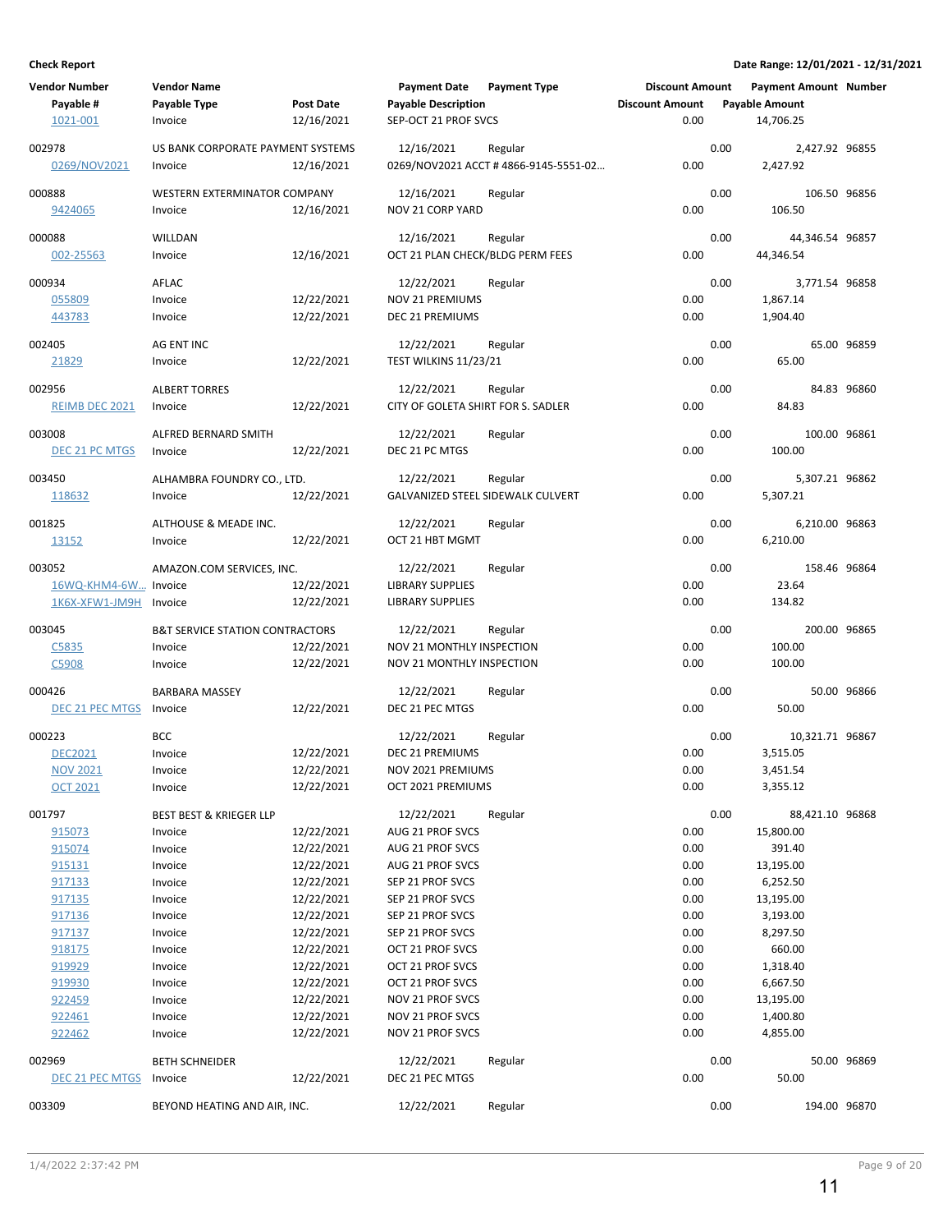**Check Report**

**Date Range: 12/01/2021 - 12/31/2021**

| Vendor Number | Vendor Name | | Payment Date | Payment Type | Discount Amount | Payment Amount | Number |
|---|---|---|---|---|---|---|---|
| Payable # | Payable Type | Post Date | Payable Description | | Discount Amount | Payable Amount | |
| 1021-001 | Invoice | 12/16/2021 | SEP-OCT 21 PROF SVCS | | 0.00 | 14,706.25 | |
| 002978 | US BANK CORPORATE PAYMENT SYSTEMS | | 12/16/2021 | Regular | 0.00 | 2,427.92 | 96855 |
| 0269/NOV2021 | Invoice | 12/16/2021 | 0269/NOV2021 ACCT # 4866-9145-5551-02... | | 0.00 | 2,427.92 | |
| 000888 | WESTERN EXTERMINATOR COMPANY | | 12/16/2021 | Regular | 0.00 | 106.50 | 96856 |
| 9424065 | Invoice | 12/16/2021 | NOV 21 CORP YARD | | 0.00 | 106.50 | |
| 000088 | WILLDAN | | 12/16/2021 | Regular | 0.00 | 44,346.54 | 96857 |
| 002-25563 | Invoice | 12/16/2021 | OCT 21 PLAN CHECK/BLDG PERM FEES | | 0.00 | 44,346.54 | |
| 000934 | AFLAC | | 12/22/2021 | Regular | 0.00 | 3,771.54 | 96858 |
| 055809 | Invoice | 12/22/2021 | NOV 21 PREMIUMS | | 0.00 | 1,867.14 | |
| 443783 | Invoice | 12/22/2021 | DEC 21 PREMIUMS | | 0.00 | 1,904.40 | |
| 002405 | AG ENT INC | | 12/22/2021 | Regular | 0.00 | 65.00 | 96859 |
| 21829 | Invoice | 12/22/2021 | TEST WILKINS 11/23/21 | | 0.00 | 65.00 | |
| 002956 | ALBERT TORRES | | 12/22/2021 | Regular | 0.00 | 84.83 | 96860 |
| REIMB DEC 2021 | Invoice | 12/22/2021 | CITY OF GOLETA SHIRT FOR S. SADLER | | 0.00 | 84.83 | |
| 003008 | ALFRED BERNARD SMITH | | 12/22/2021 | Regular | 0.00 | 100.00 | 96861 |
| DEC 21 PC MTGS | Invoice | 12/22/2021 | DEC 21 PC MTGS | | 0.00 | 100.00 | |
| 003450 | ALHAMBRA FOUNDRY CO., LTD. | | 12/22/2021 | Regular | 0.00 | 5,307.21 | 96862 |
| 118632 | Invoice | 12/22/2021 | GALVANIZED STEEL SIDEWALK CULVERT | | 0.00 | 5,307.21 | |
| 001825 | ALTHOUSE & MEADE INC. | | 12/22/2021 | Regular | 0.00 | 6,210.00 | 96863 |
| 13152 | Invoice | 12/22/2021 | OCT 21 HBT MGMT | | 0.00 | 6,210.00 | |
| 003052 | AMAZON.COM SERVICES, INC. | | 12/22/2021 | Regular | 0.00 | 158.46 | 96864 |
| 16WQ-KHM4-6W... | Invoice | 12/22/2021 | LIBRARY SUPPLIES | | 0.00 | 23.64 | |
| 1K6X-XFW1-JM9H | Invoice | 12/22/2021 | LIBRARY SUPPLIES | | 0.00 | 134.82 | |
| 003045 | B&T SERVICE STATION CONTRACTORS | | 12/22/2021 | Regular | 0.00 | 200.00 | 96865 |
| C5835 | Invoice | 12/22/2021 | NOV 21 MONTHLY INSPECTION | | 0.00 | 100.00 | |
| C5908 | Invoice | 12/22/2021 | NOV 21 MONTHLY INSPECTION | | 0.00 | 100.00 | |
| 000426 | BARBARA MASSEY | | 12/22/2021 | Regular | 0.00 | 50.00 | 96866 |
| DEC 21 PEC MTGS | Invoice | 12/22/2021 | DEC 21 PEC MTGS | | 0.00 | 50.00 | |
| 000223 | BCC | | 12/22/2021 | Regular | 0.00 | 10,321.71 | 96867 |
| DEC2021 | Invoice | 12/22/2021 | DEC 21 PREMIUMS | | 0.00 | 3,515.05 | |
| NOV 2021 | Invoice | 12/22/2021 | NOV 2021 PREMIUMS | | 0.00 | 3,451.54 | |
| OCT 2021 | Invoice | 12/22/2021 | OCT 2021 PREMIUMS | | 0.00 | 3,355.12 | |
| 001797 | BEST BEST & KRIEGER LLP | | 12/22/2021 | Regular | 0.00 | 88,421.10 | 96868 |
| 915073 | Invoice | 12/22/2021 | AUG 21 PROF SVCS | | 0.00 | 15,800.00 | |
| 915074 | Invoice | 12/22/2021 | AUG 21 PROF SVCS | | 0.00 | 391.40 | |
| 915131 | Invoice | 12/22/2021 | AUG 21 PROF SVCS | | 0.00 | 13,195.00 | |
| 917133 | Invoice | 12/22/2021 | SEP 21 PROF SVCS | | 0.00 | 6,252.50 | |
| 917135 | Invoice | 12/22/2021 | SEP 21 PROF SVCS | | 0.00 | 13,195.00 | |
| 917136 | Invoice | 12/22/2021 | SEP 21 PROF SVCS | | 0.00 | 3,193.00 | |
| 917137 | Invoice | 12/22/2021 | SEP 21 PROF SVCS | | 0.00 | 8,297.50 | |
| 918175 | Invoice | 12/22/2021 | OCT 21 PROF SVCS | | 0.00 | 660.00 | |
| 919929 | Invoice | 12/22/2021 | OCT 21 PROF SVCS | | 0.00 | 1,318.40 | |
| 919930 | Invoice | 12/22/2021 | OCT 21 PROF SVCS | | 0.00 | 6,667.50 | |
| 922459 | Invoice | 12/22/2021 | NOV 21 PROF SVCS | | 0.00 | 13,195.00 | |
| 922461 | Invoice | 12/22/2021 | NOV 21 PROF SVCS | | 0.00 | 1,400.80 | |
| 922462 | Invoice | 12/22/2021 | NOV 21 PROF SVCS | | 0.00 | 4,855.00 | |
| 002969 | BETH SCHNEIDER | | 12/22/2021 | Regular | 0.00 | 50.00 | 96869 |
| DEC 21 PEC MTGS | Invoice | 12/22/2021 | DEC 21 PEC MTGS | | 0.00 | 50.00 | |
| 003309 | BEYOND HEATING AND AIR, INC. | | 12/22/2021 | Regular | 0.00 | 194.00 | 96870 |

1/4/2022 2:37:42 PM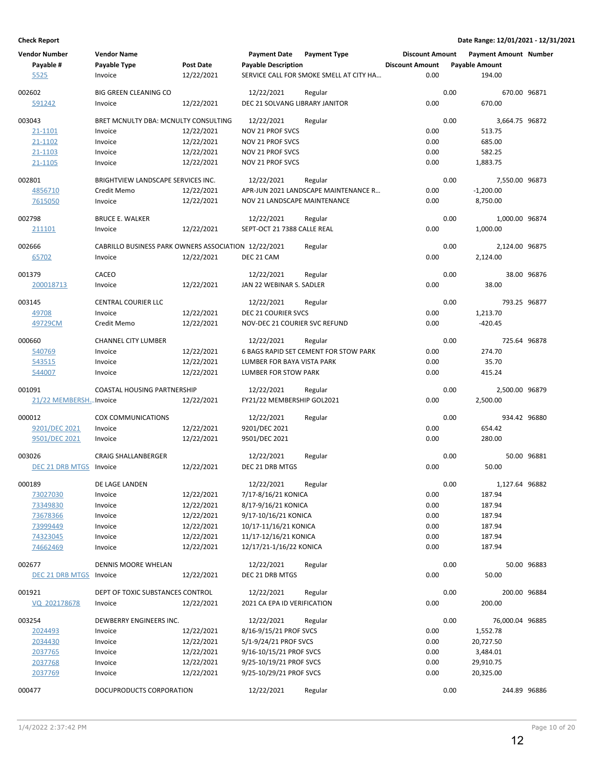**Check Report** — Date Range: 12/01/2021 - 12/31/2021

| Vendor Number / Payable # | Vendor Name / Payable Type | Post Date | Payment Date / Payable Description | Payment Type | Discount Amount | Payment Amount / Payable Amount | Number |
|---|---|---|---|---|---|---|---|
| 5525 | Invoice | 12/22/2021 | SERVICE CALL FOR SMOKE SMELL AT CITY HA... | | 0.00 | 194.00 | |
| 002602 | BIG GREEN CLEANING CO | | 12/22/2021 | Regular | 0.00 | 670.00 | 96871 |
| 591242 | Invoice | 12/22/2021 | DEC 21 SOLVANG LIBRARY JANITOR | | 0.00 | 670.00 | |
| 003043 | BRET MCNULTY DBA: MCNULTY CONSULTING | | 12/22/2021 | Regular | 0.00 | 3,664.75 | 96872 |
| 21-1101 | Invoice | 12/22/2021 | NOV 21 PROF SVCS | | 0.00 | 513.75 | |
| 21-1102 | Invoice | 12/22/2021 | NOV 21 PROF SVCS | | 0.00 | 685.00 | |
| 21-1103 | Invoice | 12/22/2021 | NOV 21 PROF SVCS | | 0.00 | 582.25 | |
| 21-1105 | Invoice | 12/22/2021 | NOV 21 PROF SVCS | | 0.00 | 1,883.75 | |
| 002801 | BRIGHTVIEW LANDSCAPE SERVICES INC. | | 12/22/2021 | Regular | 0.00 | 7,550.00 | 96873 |
| 4856710 | Credit Memo | 12/22/2021 | APR-JUN 2021 LANDSCAPE MAINTENANCE R... | | 0.00 | -1,200.00 | |
| 7615050 | Invoice | 12/22/2021 | NOV 21 LANDSCAPE MAINTENANCE | | 0.00 | 8,750.00 | |
| 002798 | BRUCE E. WALKER | | 12/22/2021 | Regular | 0.00 | 1,000.00 | 96874 |
| 211101 | Invoice | 12/22/2021 | SEPT-OCT 21 7388 CALLE REAL | | 0.00 | 1,000.00 | |
| 002666 | CABRILLO BUSINESS PARK OWNERS ASSOCIATION | | 12/22/2021 | Regular | 0.00 | 2,124.00 | 96875 |
| 65702 | Invoice | 12/22/2021 | DEC 21 CAM | | 0.00 | 2,124.00 | |
| 001379 | CACEO | | 12/22/2021 | Regular | 0.00 | 38.00 | 96876 |
| 200018713 | Invoice | 12/22/2021 | JAN 22 WEBINAR S. SADLER | | 0.00 | 38.00 | |
| 003145 | CENTRAL COURIER LLC | | 12/22/2021 | Regular | 0.00 | 793.25 | 96877 |
| 49708 | Invoice | 12/22/2021 | DEC 21 COURIER SVCS | | 0.00 | 1,213.70 | |
| 49729CM | Credit Memo | 12/22/2021 | NOV-DEC 21 COURIER SVC REFUND | | 0.00 | -420.45 | |
| 000660 | CHANNEL CITY LUMBER | | 12/22/2021 | Regular | 0.00 | 725.64 | 96878 |
| 540769 | Invoice | 12/22/2021 | 6 BAGS RAPID SET CEMENT FOR STOW PARK | | 0.00 | 274.70 | |
| 543515 | Invoice | 12/22/2021 | LUMBER FOR BAYA VISTA PARK | | 0.00 | 35.70 | |
| 544007 | Invoice | 12/22/2021 | LUMBER FOR STOW PARK | | 0.00 | 415.24 | |
| 001091 | COASTAL HOUSING PARTNERSHIP | | 12/22/2021 | Regular | 0.00 | 2,500.00 | 96879 |
| 21/22 MEMBERSH... | Invoice | 12/22/2021 | FY21/22 MEMBERSHIP GOL2021 | | 0.00 | 2,500.00 | |
| 000012 | COX COMMUNICATIONS | | 12/22/2021 | Regular | 0.00 | 934.42 | 96880 |
| 9201/DEC 2021 | Invoice | 12/22/2021 | 9201/DEC 2021 | | 0.00 | 654.42 | |
| 9501/DEC 2021 | Invoice | 12/22/2021 | 9501/DEC 2021 | | 0.00 | 280.00 | |
| 003026 | CRAIG SHALLANBERGER | | 12/22/2021 | Regular | 0.00 | 50.00 | 96881 |
| DEC 21 DRB MTGS | Invoice | 12/22/2021 | DEC 21 DRB MTGS | | 0.00 | 50.00 | |
| 000189 | DE LAGE LANDEN | | 12/22/2021 | Regular | 0.00 | 1,127.64 | 96882 |
| 73027030 | Invoice | 12/22/2021 | 7/17-8/16/21 KONICA | | 0.00 | 187.94 | |
| 73349830 | Invoice | 12/22/2021 | 8/17-9/16/21 KONICA | | 0.00 | 187.94 | |
| 73678366 | Invoice | 12/22/2021 | 9/17-10/16/21 KONICA | | 0.00 | 187.94 | |
| 73999449 | Invoice | 12/22/2021 | 10/17-11/16/21 KONICA | | 0.00 | 187.94 | |
| 74323045 | Invoice | 12/22/2021 | 11/17-12/16/21 KONICA | | 0.00 | 187.94 | |
| 74662469 | Invoice | 12/22/2021 | 12/17/21-1/16/22 KONICA | | 0.00 | 187.94 | |
| 002677 | DENNIS MOORE WHELAN | | 12/22/2021 | Regular | 0.00 | 50.00 | 96883 |
| DEC 21 DRB MTGS | Invoice | 12/22/2021 | DEC 21 DRB MTGS | | 0.00 | 50.00 | |
| 001921 | DEPT OF TOXIC SUBSTANCES CONTROL | | 12/22/2021 | Regular | 0.00 | 200.00 | 96884 |
| VQ 202178678 | Invoice | 12/22/2021 | 2021 CA EPA ID VERIFICATION | | 0.00 | 200.00 | |
| 003254 | DEWBERRY ENGINEERS INC. | | 12/22/2021 | Regular | 0.00 | 76,000.04 | 96885 |
| 2024493 | Invoice | 12/22/2021 | 8/16-9/15/21 PROF SVCS | | 0.00 | 1,552.78 | |
| 2034430 | Invoice | 12/22/2021 | 5/1-9/24/21 PROF SVCS | | 0.00 | 20,727.50 | |
| 2037765 | Invoice | 12/22/2021 | 9/16-10/15/21 PROF SVCS | | 0.00 | 3,484.01 | |
| 2037768 | Invoice | 12/22/2021 | 9/25-10/19/21 PROF SVCS | | 0.00 | 29,910.75 | |
| 2037769 | Invoice | 12/22/2021 | 9/25-10/29/21 PROF SVCS | | 0.00 | 20,325.00 | |
| 000477 | DOCUPRODUCTS CORPORATION | | 12/22/2021 | Regular | 0.00 | 244.89 | 96886 |

1/4/2022 2:37:42 PM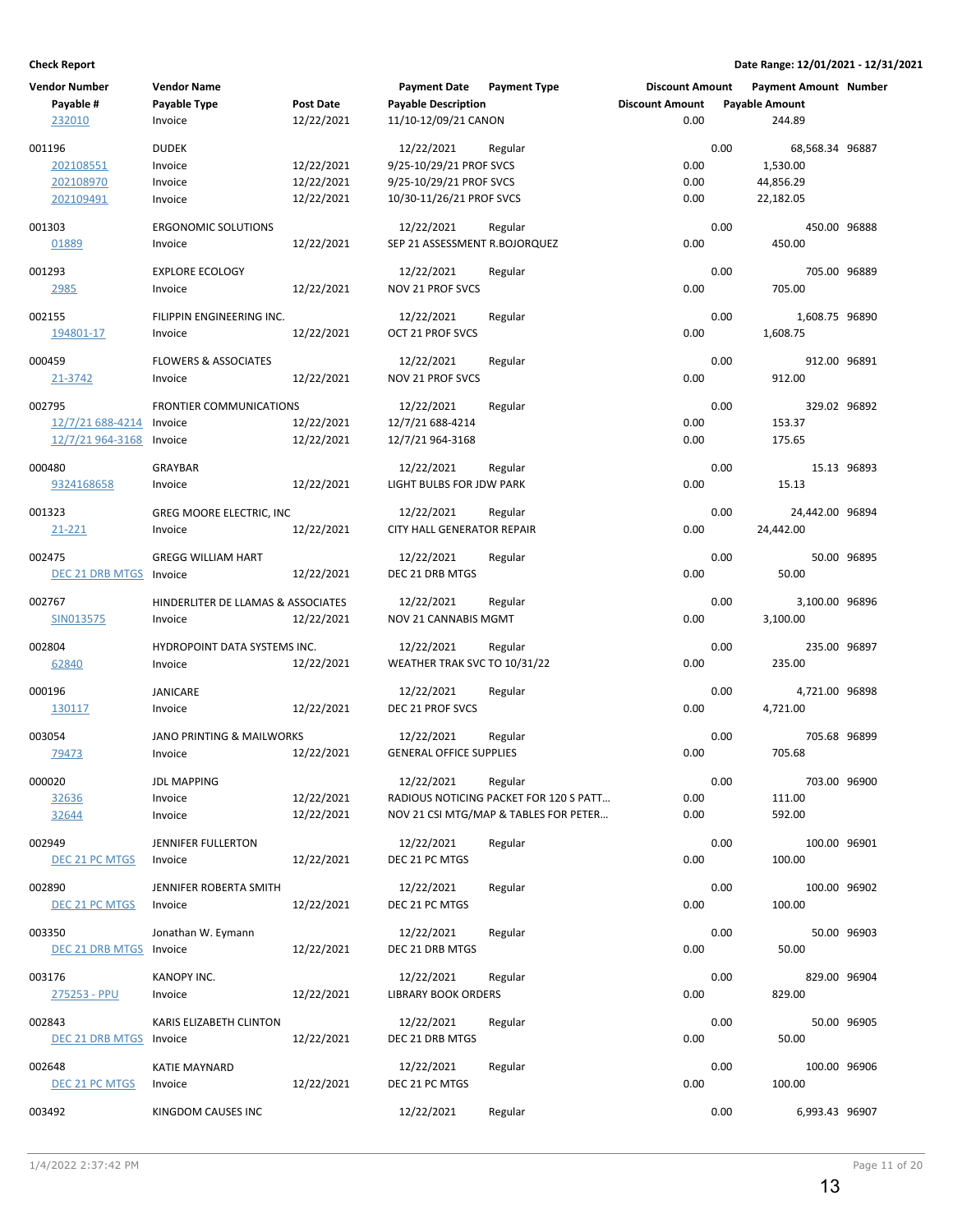**Check Report**

Date Range: 12/01/2021 - 12/31/2021

| Vendor Number | Vendor Name | | Payment Date | Payment Type | Discount Amount | Payment Amount | Number |
|---|---|---|---|---|---|---|---|
| Payable # | Payable Type | Post Date | Payable Description | | Discount Amount | Payable Amount | |
| 232010 | Invoice | 12/22/2021 | 11/10-12/09/21 CANON | | 0.00 | 244.89 | |
| 001196 | DUDEK | | 12/22/2021 | Regular | 0.00 | 68,568.34 | 96887 |
| 202108551 | Invoice | 12/22/2021 | 9/25-10/29/21 PROF SVCS | | 0.00 | 1,530.00 | |
| 202108970 | Invoice | 12/22/2021 | 9/25-10/29/21 PROF SVCS | | 0.00 | 44,856.29 | |
| 202109491 | Invoice | 12/22/2021 | 10/30-11/26/21 PROF SVCS | | 0.00 | 22,182.05 | |
| 001303 | ERGONOMIC SOLUTIONS | | 12/22/2021 | Regular | 0.00 | 450.00 | 96888 |
| 01889 | Invoice | 12/22/2021 | SEP 21 ASSESSMENT R.BOJORQUEZ | | 0.00 | 450.00 | |
| 001293 | EXPLORE ECOLOGY | | 12/22/2021 | Regular | 0.00 | 705.00 | 96889 |
| 2985 | Invoice | 12/22/2021 | NOV 21 PROF SVCS | | 0.00 | 705.00 | |
| 002155 | FILIPPIN ENGINEERING INC. | | 12/22/2021 | Regular | 0.00 | 1,608.75 | 96890 |
| 194801-17 | Invoice | 12/22/2021 | OCT 21 PROF SVCS | | 0.00 | 1,608.75 | |
| 000459 | FLOWERS & ASSOCIATES | | 12/22/2021 | Regular | 0.00 | 912.00 | 96891 |
| 21-3742 | Invoice | 12/22/2021 | NOV 21 PROF SVCS | | 0.00 | 912.00 | |
| 002795 | FRONTIER COMMUNICATIONS | | 12/22/2021 | Regular | 0.00 | 329.02 | 96892 |
| 12/7/21 688-4214 | Invoice | 12/22/2021 | 12/7/21 688-4214 | | 0.00 | 153.37 | |
| 12/7/21 964-3168 | Invoice | 12/22/2021 | 12/7/21 964-3168 | | 0.00 | 175.65 | |
| 000480 | GRAYBAR | | 12/22/2021 | Regular | 0.00 | 15.13 | 96893 |
| 9324168658 | Invoice | 12/22/2021 | LIGHT BULBS FOR JDW PARK | | 0.00 | 15.13 | |
| 001323 | GREG MOORE ELECTRIC, INC | | 12/22/2021 | Regular | 0.00 | 24,442.00 | 96894 |
| 21-221 | Invoice | 12/22/2021 | CITY HALL GENERATOR REPAIR | | 0.00 | 24,442.00 | |
| 002475 | GREGG WILLIAM HART | | 12/22/2021 | Regular | 0.00 | 50.00 | 96895 |
| DEC 21 DRB MTGS | Invoice | 12/22/2021 | DEC 21 DRB MTGS | | 0.00 | 50.00 | |
| 002767 | HINDERLITER DE LLAMAS & ASSOCIATES | | 12/22/2021 | Regular | 0.00 | 3,100.00 | 96896 |
| SIN013575 | Invoice | 12/22/2021 | NOV 21 CANNABIS MGMT | | 0.00 | 3,100.00 | |
| 002804 | HYDROPOINT DATA SYSTEMS INC. | | 12/22/2021 | Regular | 0.00 | 235.00 | 96897 |
| 62840 | Invoice | 12/22/2021 | WEATHER TRAK SVC TO 10/31/22 | | 0.00 | 235.00 | |
| 000196 | JANICARE | | 12/22/2021 | Regular | 0.00 | 4,721.00 | 96898 |
| 130117 | Invoice | 12/22/2021 | DEC 21 PROF SVCS | | 0.00 | 4,721.00 | |
| 003054 | JANO PRINTING & MAILWORKS | | 12/22/2021 | Regular | 0.00 | 705.68 | 96899 |
| 79473 | Invoice | 12/22/2021 | GENERAL OFFICE SUPPLIES | | 0.00 | 705.68 | |
| 000020 | JDL MAPPING | | 12/22/2021 | Regular | 0.00 | 703.00 | 96900 |
| 32636 | Invoice | 12/22/2021 | RADIOUS NOTICING PACKET FOR 120 S PATT... | | 0.00 | 111.00 | |
| 32644 | Invoice | 12/22/2021 | NOV 21 CSI MTG/MAP & TABLES FOR PETER... | | 0.00 | 592.00 | |
| 002949 | JENNIFER FULLERTON | | 12/22/2021 | Regular | 0.00 | 100.00 | 96901 |
| DEC 21 PC MTGS | Invoice | 12/22/2021 | DEC 21 PC MTGS | | 0.00 | 100.00 | |
| 002890 | JENNIFER ROBERTA SMITH | | 12/22/2021 | Regular | 0.00 | 100.00 | 96902 |
| DEC 21 PC MTGS | Invoice | 12/22/2021 | DEC 21 PC MTGS | | 0.00 | 100.00 | |
| 003350 | Jonathan W. Eymann | | 12/22/2021 | Regular | 0.00 | 50.00 | 96903 |
| DEC 21 DRB MTGS | Invoice | 12/22/2021 | DEC 21 DRB MTGS | | 0.00 | 50.00 | |
| 003176 | KANOPY INC. | | 12/22/2021 | Regular | 0.00 | 829.00 | 96904 |
| 275253 - PPU | Invoice | 12/22/2021 | LIBRARY BOOK ORDERS | | 0.00 | 829.00 | |
| 002843 | KARIS ELIZABETH CLINTON | | 12/22/2021 | Regular | 0.00 | 50.00 | 96905 |
| DEC 21 DRB MTGS | Invoice | 12/22/2021 | DEC 21 DRB MTGS | | 0.00 | 50.00 | |
| 002648 | KATIE MAYNARD | | 12/22/2021 | Regular | 0.00 | 100.00 | 96906 |
| DEC 21 PC MTGS | Invoice | 12/22/2021 | DEC 21 PC MTGS | | 0.00 | 100.00 | |
| 003492 | KINGDOM CAUSES INC | | 12/22/2021 | Regular | 0.00 | 6,993.43 | 96907 |

1/4/2022 2:37:42 PM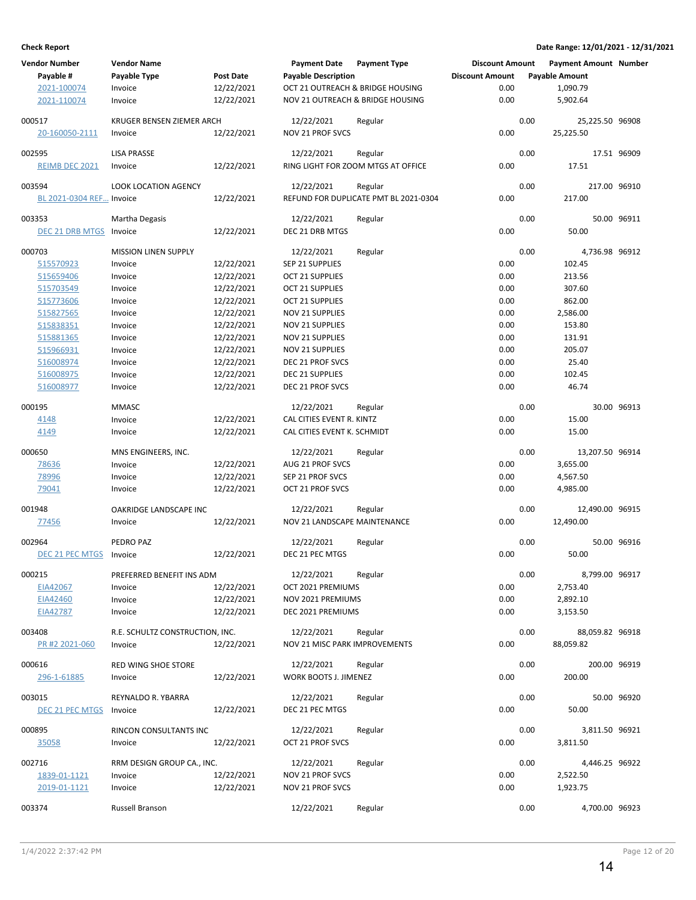**Check Report**

**Date Range: 12/01/2021 - 12/31/2021**

| Vendor Number | Vendor Name | | Payment Date | Payment Type | Discount Amount | Payment Amount | Number |
|---|---|---|---|---|---|---|---|
| Payable # | Payable Type | Post Date | Payable Description | | Discount Amount | Payable Amount | |
| 2021-100074 | Invoice | 12/22/2021 | OCT 21 OUTREACH & BRIDGE HOUSING | | 0.00 | 1,090.79 | |
| 2021-110074 | Invoice | 12/22/2021 | NOV 21 OUTREACH & BRIDGE HOUSING | | 0.00 | 5,902.64 | |
| 000517 | KRUGER BENSEN ZIEMER ARCH | | 12/22/2021 | Regular | 0.00 | 25,225.50 | 96908 |
| 20-160050-2111 | Invoice | 12/22/2021 | NOV 21 PROF SVCS | | 0.00 | 25,225.50 | |
| 002595 | LISA PRASSE | | 12/22/2021 | Regular | 0.00 | 17.51 | 96909 |
| REIMB DEC 2021 | Invoice | 12/22/2021 | RING LIGHT FOR ZOOM MTGS AT OFFICE | | 0.00 | 17.51 | |
| 003594 | LOOK LOCATION AGENCY | | 12/22/2021 | Regular | 0.00 | 217.00 | 96910 |
| BL 2021-0304 REF... | Invoice | 12/22/2021 | REFUND FOR DUPLICATE PMT BL 2021-0304 | | 0.00 | 217.00 | |
| 003353 | Martha Degasis | | 12/22/2021 | Regular | 0.00 | 50.00 | 96911 |
| DEC 21 DRB MTGS | Invoice | 12/22/2021 | DEC 21 DRB MTGS | | 0.00 | 50.00 | |
| 000703 | MISSION LINEN SUPPLY | | 12/22/2021 | Regular | 0.00 | 4,736.98 | 96912 |
| 515570923 | Invoice | 12/22/2021 | SEP 21 SUPPLIES | | 0.00 | 102.45 | |
| 515659406 | Invoice | 12/22/2021 | OCT 21 SUPPLIES | | 0.00 | 213.56 | |
| 515703549 | Invoice | 12/22/2021 | OCT 21 SUPPLIES | | 0.00 | 307.60 | |
| 515773606 | Invoice | 12/22/2021 | OCT 21 SUPPLIES | | 0.00 | 862.00 | |
| 515827565 | Invoice | 12/22/2021 | NOV 21 SUPPLIES | | 0.00 | 2,586.00 | |
| 515838351 | Invoice | 12/22/2021 | NOV 21 SUPPLIES | | 0.00 | 153.80 | |
| 515881365 | Invoice | 12/22/2021 | NOV 21 SUPPLIES | | 0.00 | 131.91 | |
| 515966931 | Invoice | 12/22/2021 | NOV 21 SUPPLIES | | 0.00 | 205.07 | |
| 516008974 | Invoice | 12/22/2021 | DEC 21 PROF SVCS | | 0.00 | 25.40 | |
| 516008975 | Invoice | 12/22/2021 | DEC 21 SUPPLIES | | 0.00 | 102.45 | |
| 516008977 | Invoice | 12/22/2021 | DEC 21 PROF SVCS | | 0.00 | 46.74 | |
| 000195 | MMASC | | 12/22/2021 | Regular | 0.00 | 30.00 | 96913 |
| 4148 | Invoice | 12/22/2021 | CAL CITIES EVENT R. KINTZ | | 0.00 | 15.00 | |
| 4149 | Invoice | 12/22/2021 | CAL CITIES EVENT K. SCHMIDT | | 0.00 | 15.00 | |
| 000650 | MNS ENGINEERS, INC. | | 12/22/2021 | Regular | 0.00 | 13,207.50 | 96914 |
| 78636 | Invoice | 12/22/2021 | AUG 21 PROF SVCS | | 0.00 | 3,655.00 | |
| 78996 | Invoice | 12/22/2021 | SEP 21 PROF SVCS | | 0.00 | 4,567.50 | |
| 79041 | Invoice | 12/22/2021 | OCT 21 PROF SVCS | | 0.00 | 4,985.00 | |
| 001948 | OAKRIDGE LANDSCAPE INC | | 12/22/2021 | Regular | 0.00 | 12,490.00 | 96915 |
| 77456 | Invoice | 12/22/2021 | NOV 21 LANDSCAPE MAINTENANCE | | 0.00 | 12,490.00 | |
| 002964 | PEDRO PAZ | | 12/22/2021 | Regular | 0.00 | 50.00 | 96916 |
| DEC 21 PEC MTGS | Invoice | 12/22/2021 | DEC 21 PEC MTGS | | 0.00 | 50.00 | |
| 000215 | PREFERRED BENEFIT INS ADM | | 12/22/2021 | Regular | 0.00 | 8,799.00 | 96917 |
| EIA42067 | Invoice | 12/22/2021 | OCT 2021 PREMIUMS | | 0.00 | 2,753.40 | |
| EIA42460 | Invoice | 12/22/2021 | NOV 2021 PREMIUMS | | 0.00 | 2,892.10 | |
| EIA42787 | Invoice | 12/22/2021 | DEC 2021 PREMIUMS | | 0.00 | 3,153.50 | |
| 003408 | R.E. SCHULTZ CONSTRUCTION, INC. | | 12/22/2021 | Regular | 0.00 | 88,059.82 | 96918 |
| PR #2 2021-060 | Invoice | 12/22/2021 | NOV 21 MISC PARK IMPROVEMENTS | | 0.00 | 88,059.82 | |
| 000616 | RED WING SHOE STORE | | 12/22/2021 | Regular | 0.00 | 200.00 | 96919 |
| 296-1-61885 | Invoice | 12/22/2021 | WORK BOOTS J. JIMENEZ | | 0.00 | 200.00 | |
| 003015 | REYNALDO R. YBARRA | | 12/22/2021 | Regular | 0.00 | 50.00 | 96920 |
| DEC 21 PEC MTGS | Invoice | 12/22/2021 | DEC 21 PEC MTGS | | 0.00 | 50.00 | |
| 000895 | RINCON CONSULTANTS INC | | 12/22/2021 | Regular | 0.00 | 3,811.50 | 96921 |
| 35058 | Invoice | 12/22/2021 | OCT 21 PROF SVCS | | 0.00 | 3,811.50 | |
| 002716 | RRM DESIGN GROUP CA., INC. | | 12/22/2021 | Regular | 0.00 | 4,446.25 | 96922 |
| 1839-01-1121 | Invoice | 12/22/2021 | NOV 21 PROF SVCS | | 0.00 | 2,522.50 | |
| 2019-01-1121 | Invoice | 12/22/2021 | NOV 21 PROF SVCS | | 0.00 | 1,923.75 | |
| 003374 | Russell Branson | | 12/22/2021 | Regular | 0.00 | 4,700.00 | 96923 |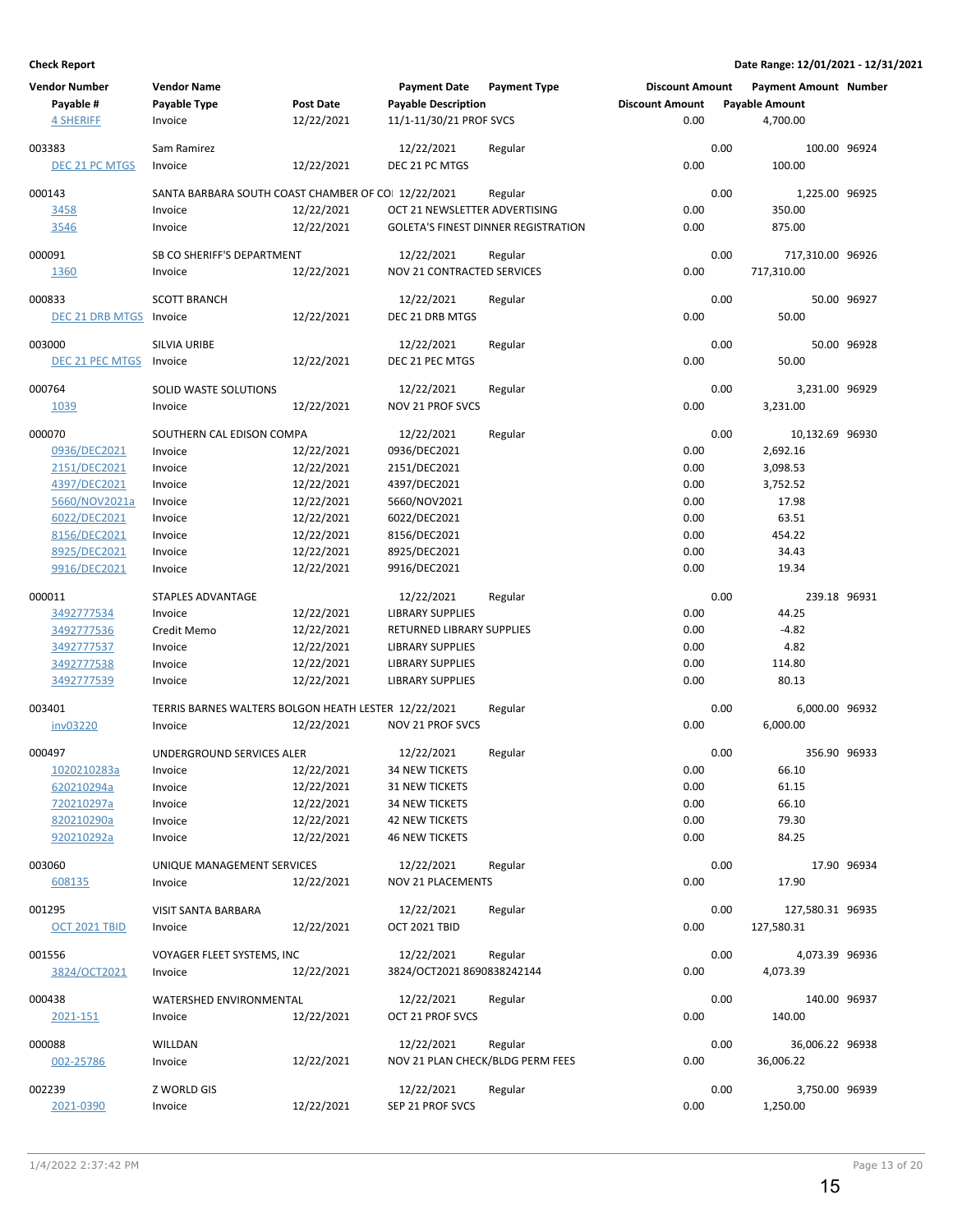**Check Report** | **Date Range: 12/01/2021 - 12/31/2021**

| Vendor Number / Payable # | Vendor Name / Payable Type | Post Date | Payment Date / Payable Description | Payment Type | Discount Amount | Payment Amount / Payable Amount | Number |
|---|---|---|---|---|---|---|---|
| 4 SHERIFF | Invoice | 12/22/2021 | 11/1-11/30/21 PROF SVCS | | 0.00 | 4,700.00 | |
| 003383 | Sam Ramirez | | 12/22/2021 | Regular | 0.00 | 100.00 | 96924 |
| DEC 21 PC MTGS | Invoice | 12/22/2021 | DEC 21 PC MTGS | | 0.00 | 100.00 | |
| 000143 | SANTA BARBARA SOUTH COAST CHAMBER OF CO | | 12/22/2021 | Regular | 0.00 | 1,225.00 | 96925 |
| 3458 | Invoice | 12/22/2021 | OCT 21 NEWSLETTER ADVERTISING | | 0.00 | 350.00 | |
| 3546 | Invoice | 12/22/2021 | GOLETA'S FINEST DINNER REGISTRATION | | 0.00 | 875.00 | |
| 000091 | SB CO SHERIFF'S DEPARTMENT | | 12/22/2021 | Regular | 0.00 | 717,310.00 | 96926 |
| 1360 | Invoice | 12/22/2021 | NOV 21 CONTRACTED SERVICES | | 0.00 | 717,310.00 | |
| 000833 | SCOTT BRANCH | | 12/22/2021 | Regular | 0.00 | 50.00 | 96927 |
| DEC 21 DRB MTGS | Invoice | 12/22/2021 | DEC 21 DRB MTGS | | 0.00 | 50.00 | |
| 003000 | SILVIA URIBE | | 12/22/2021 | Regular | 0.00 | 50.00 | 96928 |
| DEC 21 PEC MTGS | Invoice | 12/22/2021 | DEC 21 PEC MTGS | | 0.00 | 50.00 | |
| 000764 | SOLID WASTE SOLUTIONS | | 12/22/2021 | Regular | 0.00 | 3,231.00 | 96929 |
| 1039 | Invoice | 12/22/2021 | NOV 21 PROF SVCS | | 0.00 | 3,231.00 | |
| 000070 | SOUTHERN CAL EDISON COMPA | | 12/22/2021 | Regular | 0.00 | 10,132.69 | 96930 |
| 0936/DEC2021 | Invoice | 12/22/2021 | 0936/DEC2021 | | 0.00 | 2,692.16 | |
| 2151/DEC2021 | Invoice | 12/22/2021 | 2151/DEC2021 | | 0.00 | 3,098.53 | |
| 4397/DEC2021 | Invoice | 12/22/2021 | 4397/DEC2021 | | 0.00 | 3,752.52 | |
| 5660/NOV2021a | Invoice | 12/22/2021 | 5660/NOV2021 | | 0.00 | 17.98 | |
| 6022/DEC2021 | Invoice | 12/22/2021 | 6022/DEC2021 | | 0.00 | 63.51 | |
| 8156/DEC2021 | Invoice | 12/22/2021 | 8156/DEC2021 | | 0.00 | 454.22 | |
| 8925/DEC2021 | Invoice | 12/22/2021 | 8925/DEC2021 | | 0.00 | 34.43 | |
| 9916/DEC2021 | Invoice | 12/22/2021 | 9916/DEC2021 | | 0.00 | 19.34 | |
| 000011 | STAPLES ADVANTAGE | | 12/22/2021 | Regular | 0.00 | 239.18 | 96931 |
| 3492777534 | Invoice | 12/22/2021 | LIBRARY SUPPLIES | | 0.00 | 44.25 | |
| 3492777536 | Credit Memo | 12/22/2021 | RETURNED LIBRARY SUPPLIES | | 0.00 | -4.82 | |
| 3492777537 | Invoice | 12/22/2021 | LIBRARY SUPPLIES | | 0.00 | 4.82 | |
| 3492777538 | Invoice | 12/22/2021 | LIBRARY SUPPLIES | | 0.00 | 114.80 | |
| 3492777539 | Invoice | 12/22/2021 | LIBRARY SUPPLIES | | 0.00 | 80.13 | |
| 003401 | TERRIS BARNES WALTERS BOLGON HEATH LESTER | | 12/22/2021 | Regular | 0.00 | 6,000.00 | 96932 |
| inv03220 | Invoice | 12/22/2021 | NOV 21 PROF SVCS | | 0.00 | 6,000.00 | |
| 000497 | UNDERGROUND SERVICES ALER | | 12/22/2021 | Regular | 0.00 | 356.90 | 96933 |
| 1020210283a | Invoice | 12/22/2021 | 34 NEW TICKETS | | 0.00 | 66.10 | |
| 620210294a | Invoice | 12/22/2021 | 31 NEW TICKETS | | 0.00 | 61.15 | |
| 720210297a | Invoice | 12/22/2021 | 34 NEW TICKETS | | 0.00 | 66.10 | |
| 820210290a | Invoice | 12/22/2021 | 42 NEW TICKETS | | 0.00 | 79.30 | |
| 920210292a | Invoice | 12/22/2021 | 46 NEW TICKETS | | 0.00 | 84.25 | |
| 003060 | UNIQUE MANAGEMENT SERVICES | | 12/22/2021 | Regular | 0.00 | 17.90 | 96934 |
| 608135 | Invoice | 12/22/2021 | NOV 21 PLACEMENTS | | 0.00 | 17.90 | |
| 001295 | VISIT SANTA BARBARA | | 12/22/2021 | Regular | 0.00 | 127,580.31 | 96935 |
| OCT 2021 TBID | Invoice | 12/22/2021 | OCT 2021 TBID | | 0.00 | 127,580.31 | |
| 001556 | VOYAGER FLEET SYSTEMS, INC | | 12/22/2021 | Regular | 0.00 | 4,073.39 | 96936 |
| 3824/OCT2021 | Invoice | 12/22/2021 | 3824/OCT2021 8690838242144 | | 0.00 | 4,073.39 | |
| 000438 | WATERSHED ENVIRONMENTAL | | 12/22/2021 | Regular | 0.00 | 140.00 | 96937 |
| 2021-151 | Invoice | 12/22/2021 | OCT 21 PROF SVCS | | 0.00 | 140.00 | |
| 000088 | WILLDAN | | 12/22/2021 | Regular | 0.00 | 36,006.22 | 96938 |
| 002-25786 | Invoice | 12/22/2021 | NOV 21 PLAN CHECK/BLDG PERM FEES | | 0.00 | 36,006.22 | |
| 002239 | Z WORLD GIS | | 12/22/2021 | Regular | 0.00 | 3,750.00 | 96939 |
| 2021-0390 | Invoice | 12/22/2021 | SEP 21 PROF SVCS | | 0.00 | 1,250.00 | |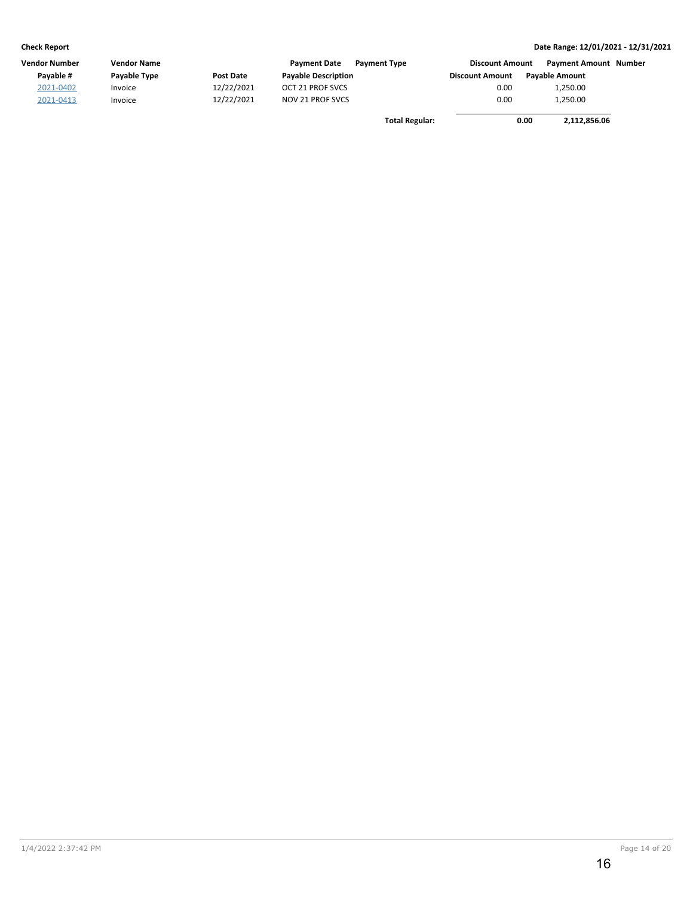**Check Report** — Date Range: 12/01/2021 - 12/31/2021

| Vendor Number | Vendor Name | | Payment Date | Payment Type | Discount Amount | Payment Amount | Number |
|---|---|---|---|---|---|---|---|
| **Payable #** | **Payable Type** | **Post Date** | **Payable Description** | | **Discount Amount** | **Payable Amount** | |
| 2021-0402 | Invoice | 12/22/2021 | OCT 21 PROF SVCS | | 0.00 | 1,250.00 | |
| 2021-0413 | Invoice | 12/22/2021 | NOV 21 PROF SVCS | | 0.00 | 1,250.00 | |
| | | | | **Total Regular:** | **0.00** | **2,112,856.06** | |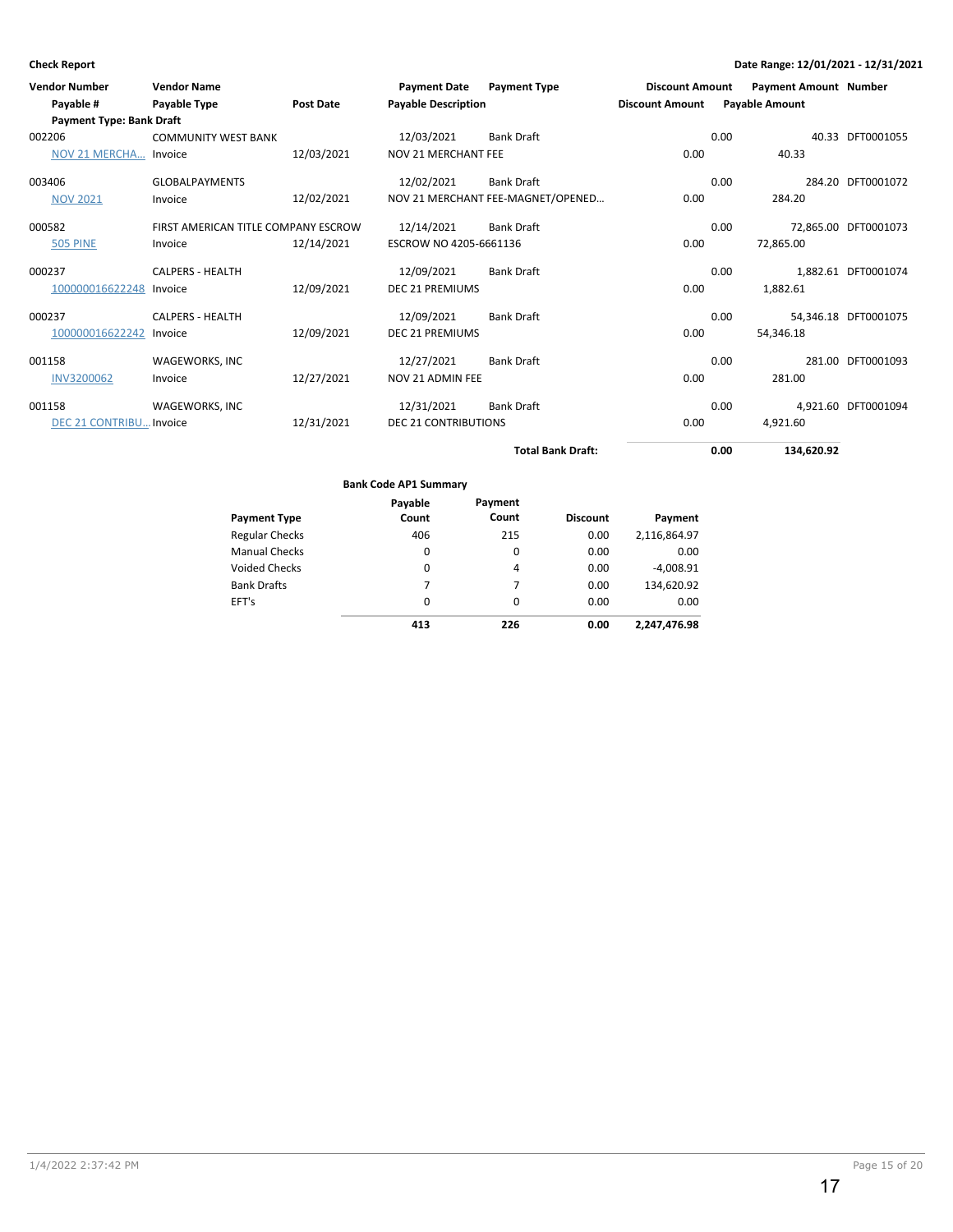**Check Report**

**Date Range: 12/01/2021 - 12/31/2021**

| Vendor Number | Vendor Name | | Payment Date | Payment Type | Discount Amount | Payment Amount | Number |
|---|---|---|---|---|---|---|---|
| Payable # | Payable Type | Post Date | Payable Description | | Discount Amount | Payable Amount | |
| **Payment Type: Bank Draft** | | | | | | | |
| 002206 | COMMUNITY WEST BANK | | 12/03/2021 | Bank Draft | 0.00 | 40.33 | DFT0001055 |
| NOV 21 MERCHA... | Invoice | 12/03/2021 | NOV 21 MERCHANT FEE | | 0.00 | 40.33 | |
| 003406 | GLOBALPAYMENTS | | 12/02/2021 | Bank Draft | 0.00 | 284.20 | DFT0001072 |
| NOV 2021 | Invoice | 12/02/2021 | NOV 21 MERCHANT FEE-MAGNET/OPENED... | | 0.00 | 284.20 | |
| 000582 | FIRST AMERICAN TITLE COMPANY ESCROW | | 12/14/2021 | Bank Draft | 0.00 | 72,865.00 | DFT0001073 |
| 505 PINE | Invoice | 12/14/2021 | ESCROW NO 4205-6661136 | | 0.00 | 72,865.00 | |
| 000237 | CALPERS - HEALTH | | 12/09/2021 | Bank Draft | 0.00 | 1,882.61 | DFT0001074 |
| 100000016622248 | Invoice | 12/09/2021 | DEC 21 PREMIUMS | | 0.00 | 1,882.61 | |
| 000237 | CALPERS - HEALTH | | 12/09/2021 | Bank Draft | 0.00 | 54,346.18 | DFT0001075 |
| 100000016622242 | Invoice | 12/09/2021 | DEC 21 PREMIUMS | | 0.00 | 54,346.18 | |
| 001158 | WAGEWORKS, INC | | 12/27/2021 | Bank Draft | 0.00 | 281.00 | DFT0001093 |
| INV3200062 | Invoice | 12/27/2021 | NOV 21 ADMIN FEE | | 0.00 | 281.00 | |
| 001158 | WAGEWORKS, INC | | 12/31/2021 | Bank Draft | 0.00 | 4,921.60 | DFT0001094 |
| DEC 21 CONTRIBU... | Invoice | 12/31/2021 | DEC 21 CONTRIBUTIONS | | 0.00 | 4,921.60 | |
| | | | | **Total Bank Draft:** | **0.00** | **134,620.92** | |

**Bank Code AP1 Summary**

| Payment Type | Payable Count | Payment Count | Discount | Payment |
|---|---|---|---|---|
| Regular Checks | 406 | 215 | 0.00 | 2,116,864.97 |
| Manual Checks | 0 | 0 | 0.00 | 0.00 |
| Voided Checks | 0 | 4 | 0.00 | -4,008.91 |
| Bank Drafts | 7 | 7 | 0.00 | 134,620.92 |
| EFT's | 0 | 0 | 0.00 | 0.00 |
| | **413** | **226** | **0.00** | **2,247,476.98** |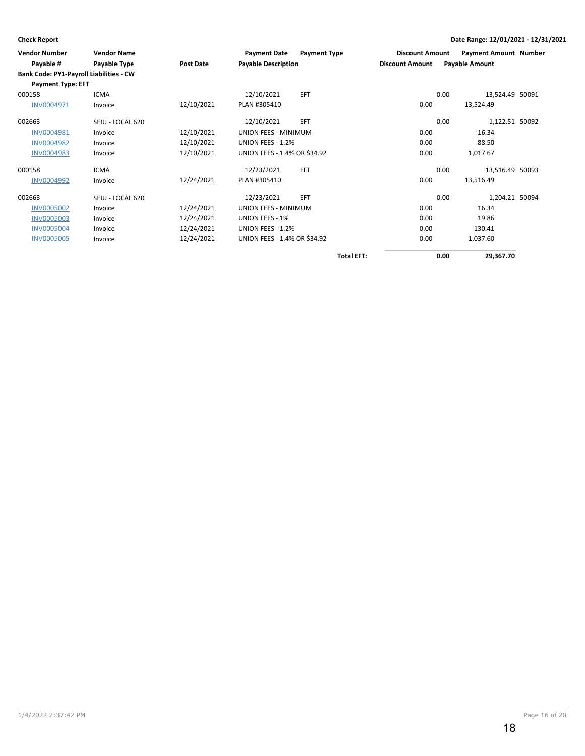**Check Report**

**Date Range: 12/01/2021 - 12/31/2021**

| Vendor Number | Vendor Name | | Payment Date | Payment Type | Discount Amount | Payment Amount | Number |
|---|---|---|---|---|---|---|---|
| Payable # | Payable Type | Post Date | Payable Description | | Discount Amount | Payable Amount | |
| **Bank Code: PY1-Payroll Liabilities - CW** | | | | | | | |
| **Payment Type: EFT** | | | | | | | |
| 000158 | ICMA | | 12/10/2021 | EFT | 0.00 | 13,524.49 | 50091 |
| INV0004971 | Invoice | 12/10/2021 | PLAN #305410 | | 0.00 | 13,524.49 | |
| 002663 | SEIU - LOCAL 620 | | 12/10/2021 | EFT | 0.00 | 1,122.51 | 50092 |
| INV0004981 | Invoice | 12/10/2021 | UNION FEES - MINIMUM | | 0.00 | 16.34 | |
| INV0004982 | Invoice | 12/10/2021 | UNION FEES - 1.2% | | 0.00 | 88.50 | |
| INV0004983 | Invoice | 12/10/2021 | UNION FEES - 1.4% OR $34.92 | | 0.00 | 1,017.67 | |
| 000158 | ICMA | | 12/23/2021 | EFT | 0.00 | 13,516.49 | 50093 |
| INV0004992 | Invoice | 12/24/2021 | PLAN #305410 | | 0.00 | 13,516.49 | |
| 002663 | SEIU - LOCAL 620 | | 12/23/2021 | EFT | 0.00 | 1,204.21 | 50094 |
| INV0005002 | Invoice | 12/24/2021 | UNION FEES - MINIMUM | | 0.00 | 16.34 | |
| INV0005003 | Invoice | 12/24/2021 | UNION FEES - 1% | | 0.00 | 19.86 | |
| INV0005004 | Invoice | 12/24/2021 | UNION FEES - 1.2% | | 0.00 | 130.41 | |
| INV0005005 | Invoice | 12/24/2021 | UNION FEES - 1.4% OR $34.92 | | 0.00 | 1,037.60 | |
| | | | | **Total EFT:** | **0.00** | **29,367.70** | |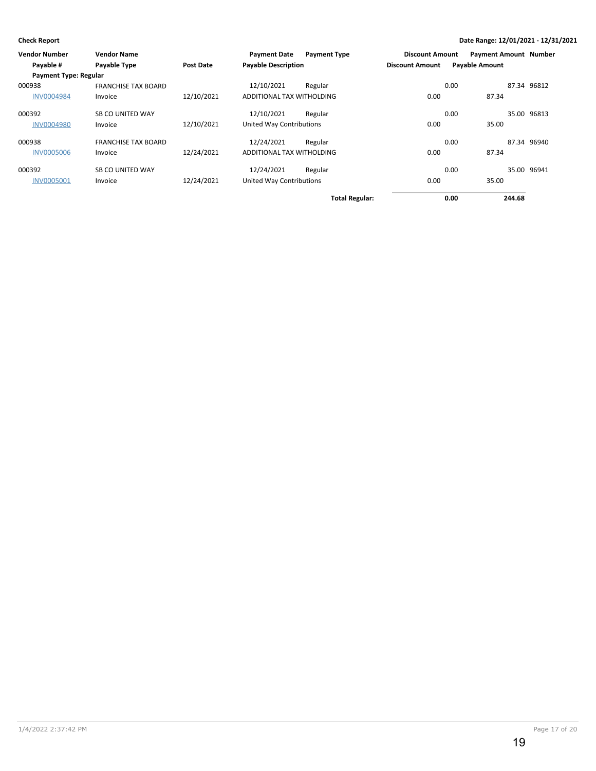**Check Report** | **Date Range: 12/01/2021 - 12/31/2021**

| Vendor Number / Payable # | Vendor Name / Payable Type | Post Date | Payment Date / Payable Description | Payment Type | Discount Amount | Payment Amount / Payable Amount | Number |
|---|---|---|---|---|---|---|---|
| **Payment Type: Regular** | | | | | | | |
| 000938 | FRANCHISE TAX BOARD | | 12/10/2021 | Regular | 0.00 | 87.34 | 96812 |
| INV0004984 | Invoice | 12/10/2021 | ADDITIONAL TAX WITHOLDING | | 0.00 | 87.34 | |
| 000392 | SB CO UNITED WAY | | 12/10/2021 | Regular | 0.00 | 35.00 | 96813 |
| INV0004980 | Invoice | 12/10/2021 | United Way Contributions | | 0.00 | 35.00 | |
| 000938 | FRANCHISE TAX BOARD | | 12/24/2021 | Regular | 0.00 | 87.34 | 96940 |
| INV0005006 | Invoice | 12/24/2021 | ADDITIONAL TAX WITHOLDING | | 0.00 | 87.34 | |
| 000392 | SB CO UNITED WAY | | 12/24/2021 | Regular | 0.00 | 35.00 | 96941 |
| INV0005001 | Invoice | 12/24/2021 | United Way Contributions | | 0.00 | 35.00 | |
| | | | | **Total Regular:** | **0.00** | **244.68** | |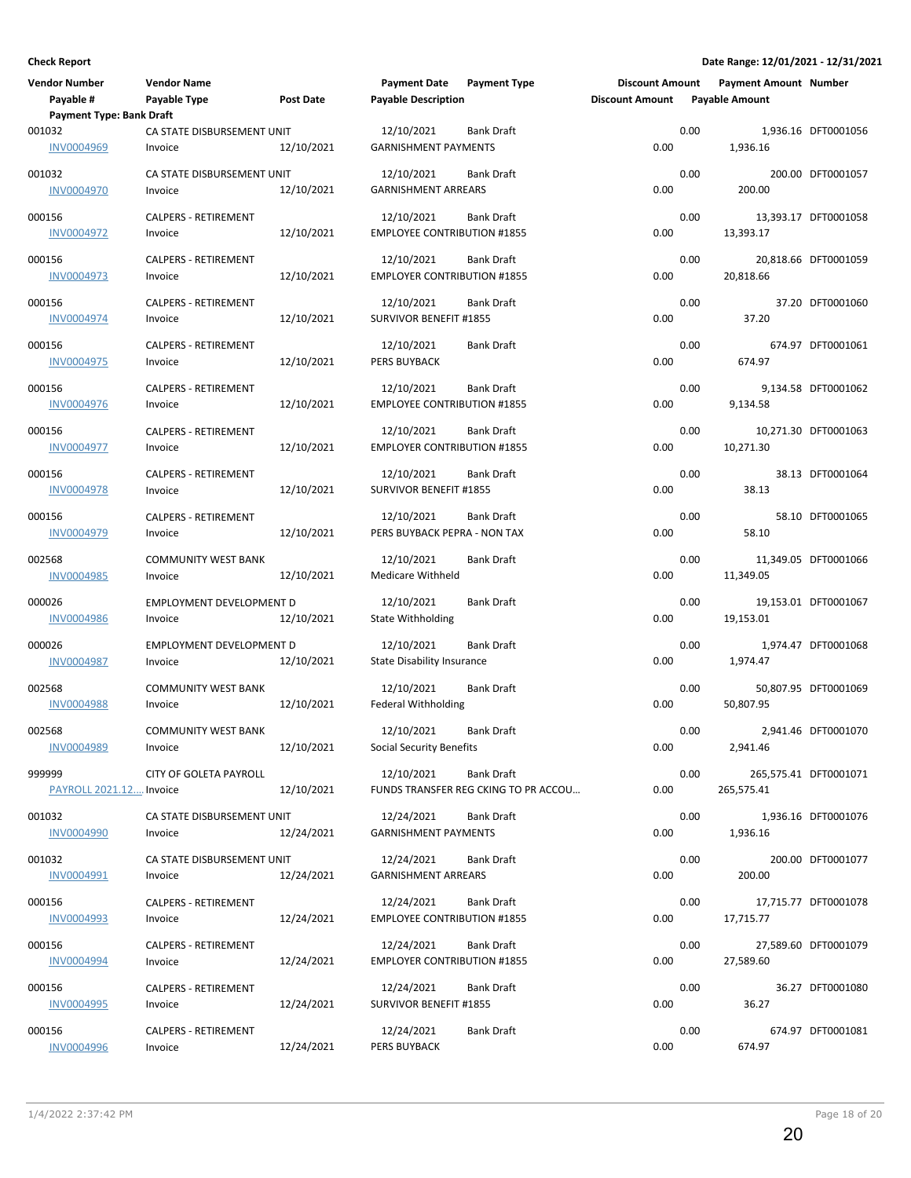**Check Report**

**Date Range: 12/01/2021 - 12/31/2021**

| Vendor Number / Payable # | Vendor Name / Payable Type | Post Date | Payment Date / Payable Description | Payment Type | Discount Amount / Discount Amount | Payment Amount / Payable Amount | Number |
|---|---|---|---|---|---|---|---|
| **Payment Type: Bank Draft** | | | | | | | |
| 001032 | CA STATE DISBURSEMENT UNIT | | 12/10/2021 | Bank Draft | 0.00 | 1,936.16 | DFT0001056 |
| INV0004969 | Invoice | 12/10/2021 | GARNISHMENT PAYMENTS | | 0.00 | 1,936.16 | |
| 001032 | CA STATE DISBURSEMENT UNIT | | 12/10/2021 | Bank Draft | 0.00 | 200.00 | DFT0001057 |
| INV0004970 | Invoice | 12/10/2021 | GARNISHMENT ARREARS | | 0.00 | 200.00 | |
| 000156 | CALPERS - RETIREMENT | | 12/10/2021 | Bank Draft | 0.00 | 13,393.17 | DFT0001058 |
| INV0004972 | Invoice | 12/10/2021 | EMPLOYEE CONTRIBUTION #1855 | | 0.00 | 13,393.17 | |
| 000156 | CALPERS - RETIREMENT | | 12/10/2021 | Bank Draft | 0.00 | 20,818.66 | DFT0001059 |
| INV0004973 | Invoice | 12/10/2021 | EMPLOYER CONTRIBUTION #1855 | | 0.00 | 20,818.66 | |
| 000156 | CALPERS - RETIREMENT | | 12/10/2021 | Bank Draft | 0.00 | 37.20 | DFT0001060 |
| INV0004974 | Invoice | 12/10/2021 | SURVIVOR BENEFIT #1855 | | 0.00 | 37.20 | |
| 000156 | CALPERS - RETIREMENT | | 12/10/2021 | Bank Draft | 0.00 | 674.97 | DFT0001061 |
| INV0004975 | Invoice | 12/10/2021 | PERS BUYBACK | | 0.00 | 674.97 | |
| 000156 | CALPERS - RETIREMENT | | 12/10/2021 | Bank Draft | 0.00 | 9,134.58 | DFT0001062 |
| INV0004976 | Invoice | 12/10/2021 | EMPLOYEE CONTRIBUTION #1855 | | 0.00 | 9,134.58 | |
| 000156 | CALPERS - RETIREMENT | | 12/10/2021 | Bank Draft | 0.00 | 10,271.30 | DFT0001063 |
| INV0004977 | Invoice | 12/10/2021 | EMPLOYER CONTRIBUTION #1855 | | 0.00 | 10,271.30 | |
| 000156 | CALPERS - RETIREMENT | | 12/10/2021 | Bank Draft | 0.00 | 38.13 | DFT0001064 |
| INV0004978 | Invoice | 12/10/2021 | SURVIVOR BENEFIT #1855 | | 0.00 | 38.13 | |
| 000156 | CALPERS - RETIREMENT | | 12/10/2021 | Bank Draft | 0.00 | 58.10 | DFT0001065 |
| INV0004979 | Invoice | 12/10/2021 | PERS BUYBACK PEPRA - NON TAX | | 0.00 | 58.10 | |
| 002568 | COMMUNITY WEST BANK | | 12/10/2021 | Bank Draft | 0.00 | 11,349.05 | DFT0001066 |
| INV0004985 | Invoice | 12/10/2021 | Medicare Withheld | | 0.00 | 11,349.05 | |
| 000026 | EMPLOYMENT DEVELOPMENT D | | 12/10/2021 | Bank Draft | 0.00 | 19,153.01 | DFT0001067 |
| INV0004986 | Invoice | 12/10/2021 | State Withholding | | 0.00 | 19,153.01 | |
| 000026 | EMPLOYMENT DEVELOPMENT D | | 12/10/2021 | Bank Draft | 0.00 | 1,974.47 | DFT0001068 |
| INV0004987 | Invoice | 12/10/2021 | State Disability Insurance | | 0.00 | 1,974.47 | |
| 002568 | COMMUNITY WEST BANK | | 12/10/2021 | Bank Draft | 0.00 | 50,807.95 | DFT0001069 |
| INV0004988 | Invoice | 12/10/2021 | Federal Withholding | | 0.00 | 50,807.95 | |
| 002568 | COMMUNITY WEST BANK | | 12/10/2021 | Bank Draft | 0.00 | 2,941.46 | DFT0001070 |
| INV0004989 | Invoice | 12/10/2021 | Social Security Benefits | | 0.00 | 2,941.46 | |
| 999999 | CITY OF GOLETA PAYROLL | | 12/10/2021 | Bank Draft | 0.00 | 265,575.41 | DFT0001071 |
| PAYROLL 2021.12... | Invoice | 12/10/2021 | FUNDS TRANSFER REG CKING TO PR ACCOU... | | 0.00 | 265,575.41 | |
| 001032 | CA STATE DISBURSEMENT UNIT | | 12/24/2021 | Bank Draft | 0.00 | 1,936.16 | DFT0001076 |
| INV0004990 | Invoice | 12/24/2021 | GARNISHMENT PAYMENTS | | 0.00 | 1,936.16 | |
| 001032 | CA STATE DISBURSEMENT UNIT | | 12/24/2021 | Bank Draft | 0.00 | 200.00 | DFT0001077 |
| INV0004991 | Invoice | 12/24/2021 | GARNISHMENT ARREARS | | 0.00 | 200.00 | |
| 000156 | CALPERS - RETIREMENT | | 12/24/2021 | Bank Draft | 0.00 | 17,715.77 | DFT0001078 |
| INV0004993 | Invoice | 12/24/2021 | EMPLOYEE CONTRIBUTION #1855 | | 0.00 | 17,715.77 | |
| 000156 | CALPERS - RETIREMENT | | 12/24/2021 | Bank Draft | 0.00 | 27,589.60 | DFT0001079 |
| INV0004994 | Invoice | 12/24/2021 | EMPLOYER CONTRIBUTION #1855 | | 0.00 | 27,589.60 | |
| 000156 | CALPERS - RETIREMENT | | 12/24/2021 | Bank Draft | 0.00 | 36.27 | DFT0001080 |
| INV0004995 | Invoice | 12/24/2021 | SURVIVOR BENEFIT #1855 | | 0.00 | 36.27 | |
| 000156 | CALPERS - RETIREMENT | | 12/24/2021 | Bank Draft | 0.00 | 674.97 | DFT0001081 |
| INV0004996 | Invoice | 12/24/2021 | PERS BUYBACK | | 0.00 | 674.97 | |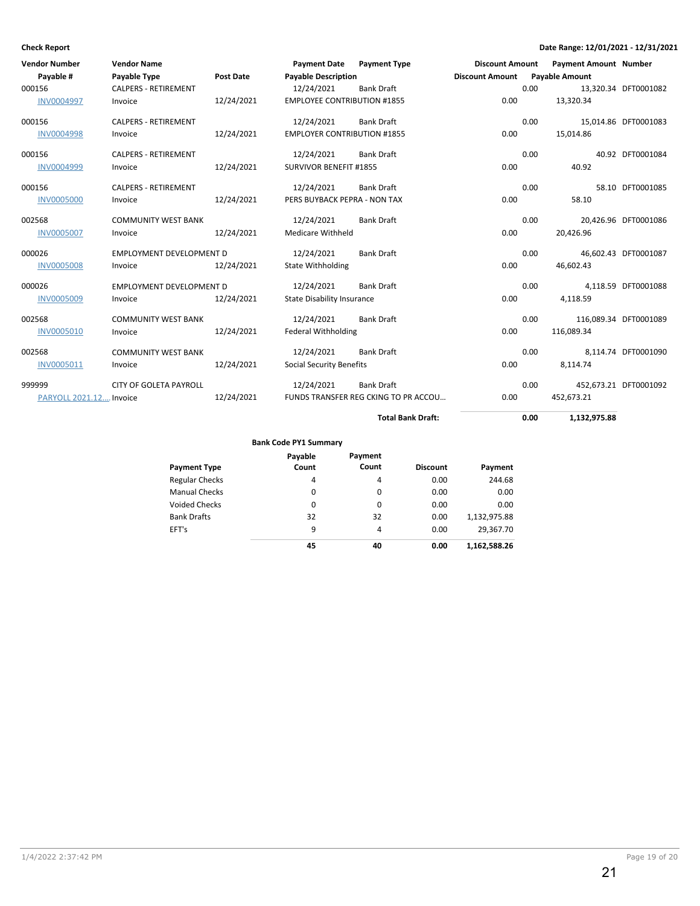**Check Report** | **Date Range: 12/01/2021 - 12/31/2021**

| Vendor Number / Payable # | Vendor Name / Payable Type | Post Date | Payment Date / Payable Description | Payment Type | Discount Amount / Discount Amount | Payment Amount / Payable Amount | Number |
|---|---|---|---|---|---|---|---|
| 000156 | CALPERS - RETIREMENT | | 12/24/2021 | Bank Draft | 0.00 | 13,320.34 | DFT0001082 |
| INV0004997 | Invoice | 12/24/2021 | EMPLOYEE CONTRIBUTION #1855 | | 0.00 | 13,320.34 | |
| 000156 | CALPERS - RETIREMENT | | 12/24/2021 | Bank Draft | 0.00 | 15,014.86 | DFT0001083 |
| INV0004998 | Invoice | 12/24/2021 | EMPLOYER CONTRIBUTION #1855 | | 0.00 | 15,014.86 | |
| 000156 | CALPERS - RETIREMENT | | 12/24/2021 | Bank Draft | 0.00 | 40.92 | DFT0001084 |
| INV0004999 | Invoice | 12/24/2021 | SURVIVOR BENEFIT #1855 | | 0.00 | 40.92 | |
| 000156 | CALPERS - RETIREMENT | | 12/24/2021 | Bank Draft | 0.00 | 58.10 | DFT0001085 |
| INV0005000 | Invoice | 12/24/2021 | PERS BUYBACK PEPRA - NON TAX | | 0.00 | 58.10 | |
| 002568 | COMMUNITY WEST BANK | | 12/24/2021 | Bank Draft | 0.00 | 20,426.96 | DFT0001086 |
| INV0005007 | Invoice | 12/24/2021 | Medicare Withheld | | 0.00 | 20,426.96 | |
| 000026 | EMPLOYMENT DEVELOPMENT D | | 12/24/2021 | Bank Draft | 0.00 | 46,602.43 | DFT0001087 |
| INV0005008 | Invoice | 12/24/2021 | State Withholding | | 0.00 | 46,602.43 | |
| 000026 | EMPLOYMENT DEVELOPMENT D | | 12/24/2021 | Bank Draft | 0.00 | 4,118.59 | DFT0001088 |
| INV0005009 | Invoice | 12/24/2021 | State Disability Insurance | | 0.00 | 4,118.59 | |
| 002568 | COMMUNITY WEST BANK | | 12/24/2021 | Bank Draft | 0.00 | 116,089.34 | DFT0001089 |
| INV0005010 | Invoice | 12/24/2021 | Federal Withholding | | 0.00 | 116,089.34 | |
| 002568 | COMMUNITY WEST BANK | | 12/24/2021 | Bank Draft | 0.00 | 8,114.74 | DFT0001090 |
| INV0005011 | Invoice | 12/24/2021 | Social Security Benefits | | 0.00 | 8,114.74 | |
| 999999 | CITY OF GOLETA PAYROLL | | 12/24/2021 | Bank Draft | 0.00 | 452,673.21 | DFT0001092 |
| PARYOLL 2021.12.... | Invoice | 12/24/2021 | FUNDS TRANSFER REG CKING TO PR ACCOU... | | 0.00 | 452,673.21 | |
| | | | | **Total Bank Draft:** | **0.00** | **1,132,975.88** | |

**Bank Code PY1 Summary**

| Payment Type | Payable Count | Payment Count | Discount | Payment |
|---|---|---|---|---|
| Regular Checks | 4 | 4 | 0.00 | 244.68 |
| Manual Checks | 0 | 0 | 0.00 | 0.00 |
| Voided Checks | 0 | 0 | 0.00 | 0.00 |
| Bank Drafts | 32 | 32 | 0.00 | 1,132,975.88 |
| EFT's | 9 | 4 | 0.00 | 29,367.70 |
| | **45** | **40** | **0.00** | **1,162,588.26** |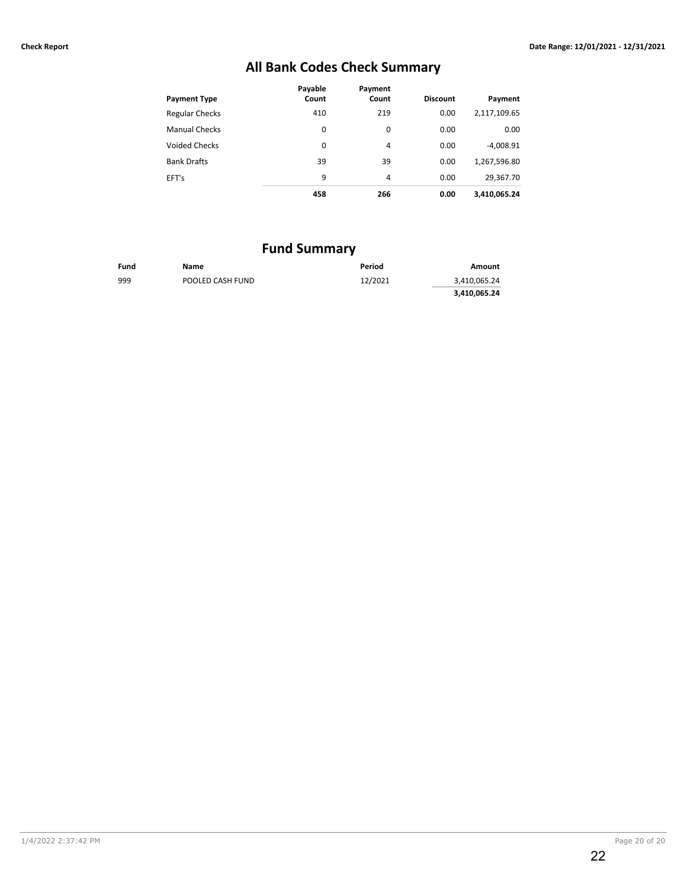## All Bank Codes Check Summary

| Payment Type | Payable Count | Payment Count | Discount | Payment |
|---|---|---|---|---|
| Regular Checks | 410 | 219 | 0.00 | 2,117,109.65 |
| Manual Checks | 0 | 0 | 0.00 | 0.00 |
| Voided Checks | 0 | 4 | 0.00 | -4,008.91 |
| Bank Drafts | 39 | 39 | 0.00 | 1,267,596.80 |
| EFT's | 9 | 4 | 0.00 | 29,367.70 |
| | **458** | **266** | **0.00** | **3,410,065.24** |

## Fund Summary

| Fund | Name | Period | Amount |
|---|---|---|---|
| 999 | POOLED CASH FUND | 12/2021 | 3,410,065.24 |
| | | | **3,410,065.24** |